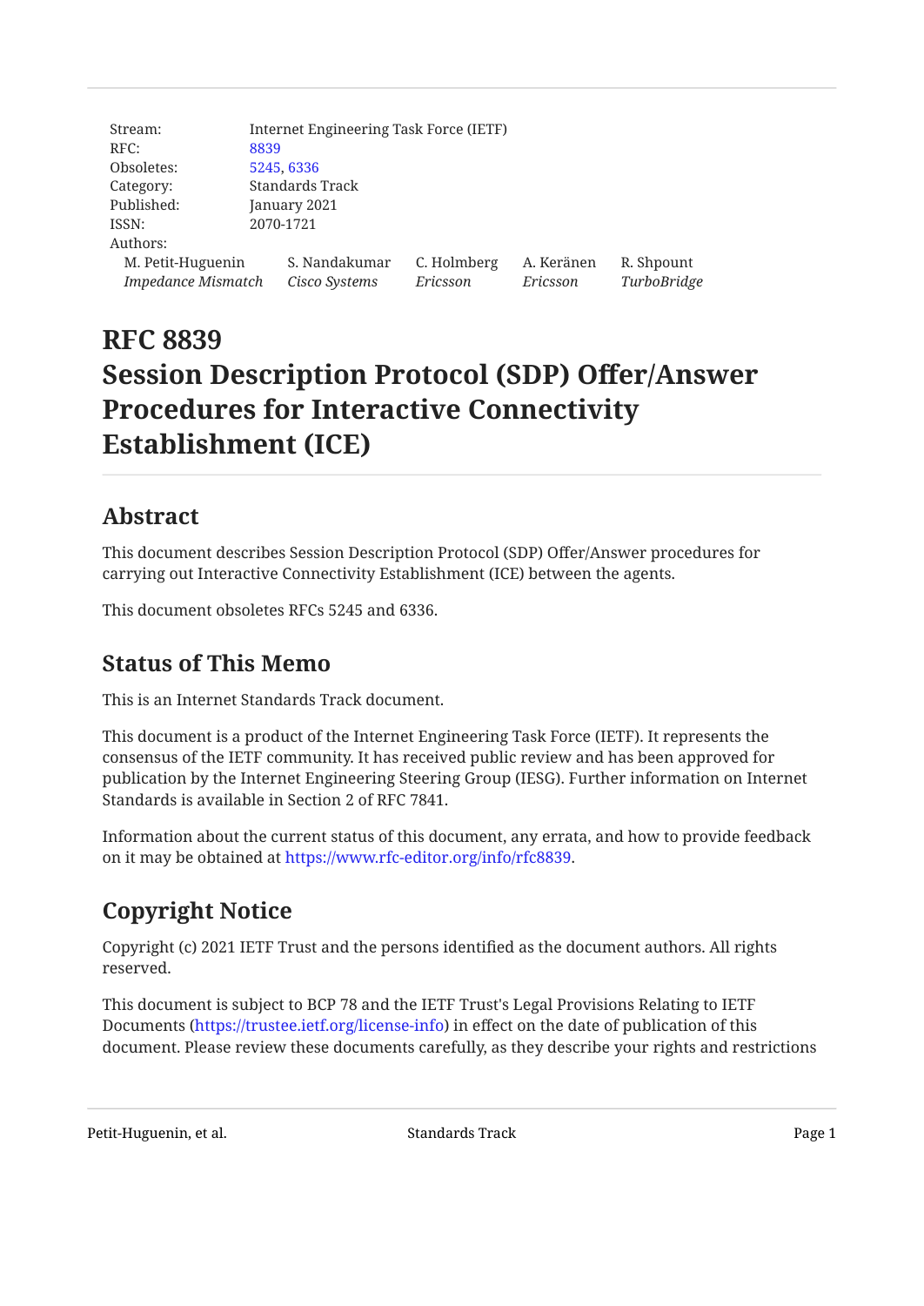Stream: Internet Engineering Task Force (IETF)
RFC: 8839
Obsoletes: 5245, 6336
Category: Standards Track
Published: January 2021
ISSN: 2070-1721
Authors:

M. Petit-Huguenin, *Impedance Mismatch*
S. Nandakumar, *Cisco Systems*
C. Holmberg, *Ericsson*
A. Keränen, *Ericsson*
R. Shpount, *TurboBridge*

# RFC 8839
# Session Description Protocol (SDP) Offer/Answer Procedures for Interactive Connectivity Establishment (ICE)

## Abstract

This document describes Session Description Protocol (SDP) Offer/Answer procedures for carrying out Interactive Connectivity Establishment (ICE) between the agents.

This document obsoletes RFCs 5245 and 6336.

## Status of This Memo

This is an Internet Standards Track document.

This document is a product of the Internet Engineering Task Force (IETF). It represents the consensus of the IETF community. It has received public review and has been approved for publication by the Internet Engineering Steering Group (IESG). Further information on Internet Standards is available in Section 2 of RFC 7841.

Information about the current status of this document, any errata, and how to provide feedback on it may be obtained at https://www.rfc-editor.org/info/rfc8839.

## Copyright Notice

Copyright (c) 2021 IETF Trust and the persons identified as the document authors. All rights reserved.

This document is subject to BCP 78 and the IETF Trust's Legal Provisions Relating to IETF Documents (https://trustee.ietf.org/license-info) in effect on the date of publication of this document. Please review these documents carefully, as they describe your rights and restrictions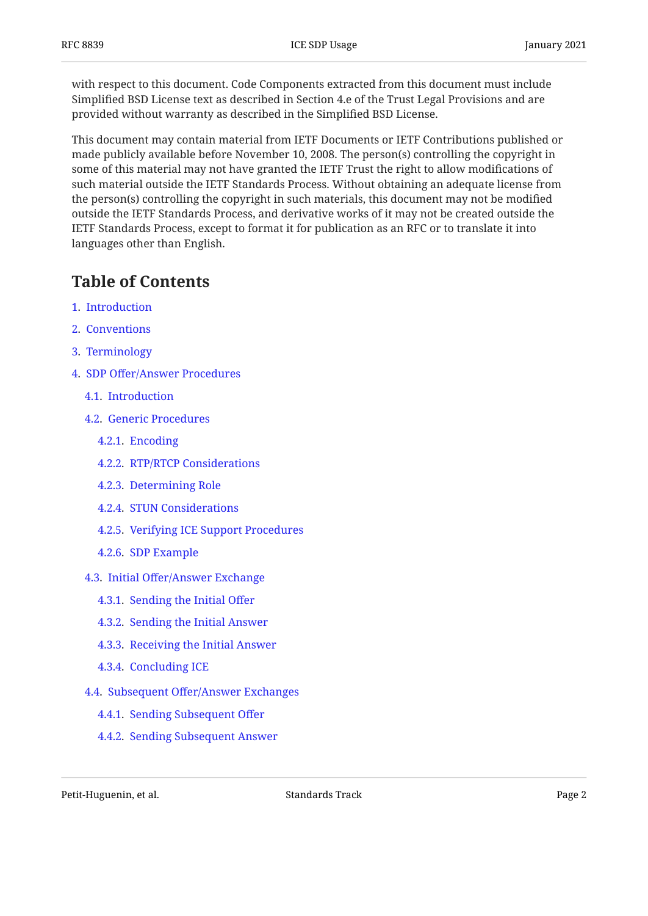with respect to this document. Code Components extracted from this document must include Simplified BSD License text as described in Section 4.e of the Trust Legal Provisions and are provided without warranty as described in the Simplified BSD License.

This document may contain material from IETF Documents or IETF Contributions published or made publicly available before November 10, 2008. The person(s) controlling the copyright in some of this material may not have granted the IETF Trust the right to allow modifications of such material outside the IETF Standards Process. Without obtaining an adequate license from the person(s) controlling the copyright in such materials, this document may not be modified outside the IETF Standards Process, and derivative works of it may not be created outside the IETF Standards Process, except to format it for publication as an RFC or to translate it into languages other than English.

## Table of Contents

1. Introduction
2. Conventions
3. Terminology
4. SDP Offer/Answer Procedures
   - 4.1. Introduction
   - 4.2. Generic Procedures
     - 4.2.1. Encoding
     - 4.2.2. RTP/RTCP Considerations
     - 4.2.3. Determining Role
     - 4.2.4. STUN Considerations
     - 4.2.5. Verifying ICE Support Procedures
     - 4.2.6. SDP Example
   - 4.3. Initial Offer/Answer Exchange
     - 4.3.1. Sending the Initial Offer
     - 4.3.2. Sending the Initial Answer
     - 4.3.3. Receiving the Initial Answer
     - 4.3.4. Concluding ICE
   - 4.4. Subsequent Offer/Answer Exchanges
     - 4.4.1. Sending Subsequent Offer
     - 4.4.2. Sending Subsequent Answer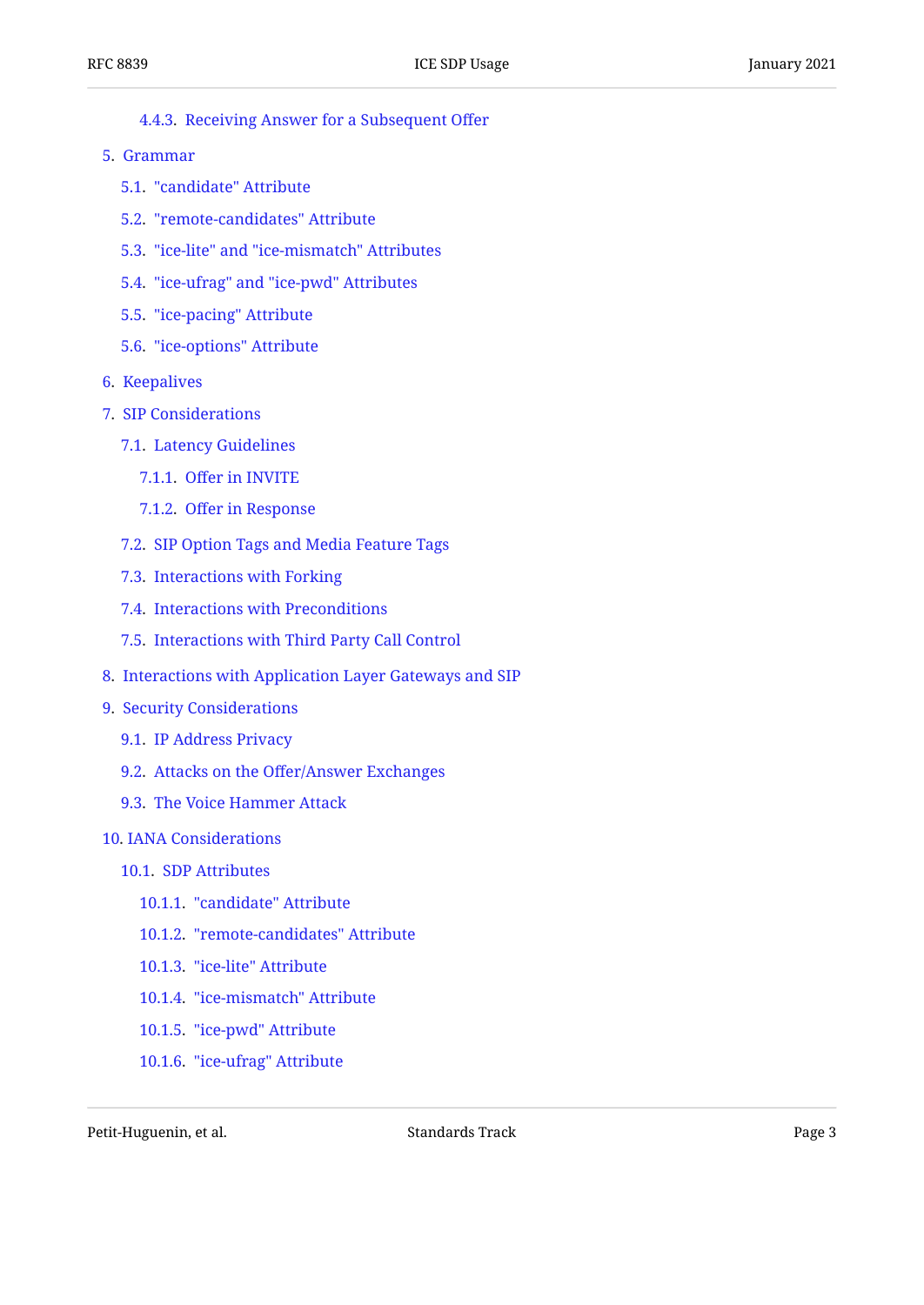- 4.4.3. Receiving Answer for a Subsequent Offer
- 5. Grammar
  - 5.1. "candidate" Attribute
  - 5.2. "remote-candidates" Attribute
  - 5.3. "ice-lite" and "ice-mismatch" Attributes
  - 5.4. "ice-ufrag" and "ice-pwd" Attributes
  - 5.5. "ice-pacing" Attribute
  - 5.6. "ice-options" Attribute
- 6. Keepalives
- 7. SIP Considerations
  - 7.1. Latency Guidelines
    - 7.1.1. Offer in INVITE
    - 7.1.2. Offer in Response
  - 7.2. SIP Option Tags and Media Feature Tags
  - 7.3. Interactions with Forking
  - 7.4. Interactions with Preconditions
  - 7.5. Interactions with Third Party Call Control
- 8. Interactions with Application Layer Gateways and SIP
- 9. Security Considerations
  - 9.1. IP Address Privacy
  - 9.2. Attacks on the Offer/Answer Exchanges
  - 9.3. The Voice Hammer Attack
- 10. IANA Considerations
  - 10.1. SDP Attributes
    - 10.1.1. "candidate" Attribute
    - 10.1.2. "remote-candidates" Attribute
    - 10.1.3. "ice-lite" Attribute
    - 10.1.4. "ice-mismatch" Attribute
    - 10.1.5. "ice-pwd" Attribute
    - 10.1.6. "ice-ufrag" Attribute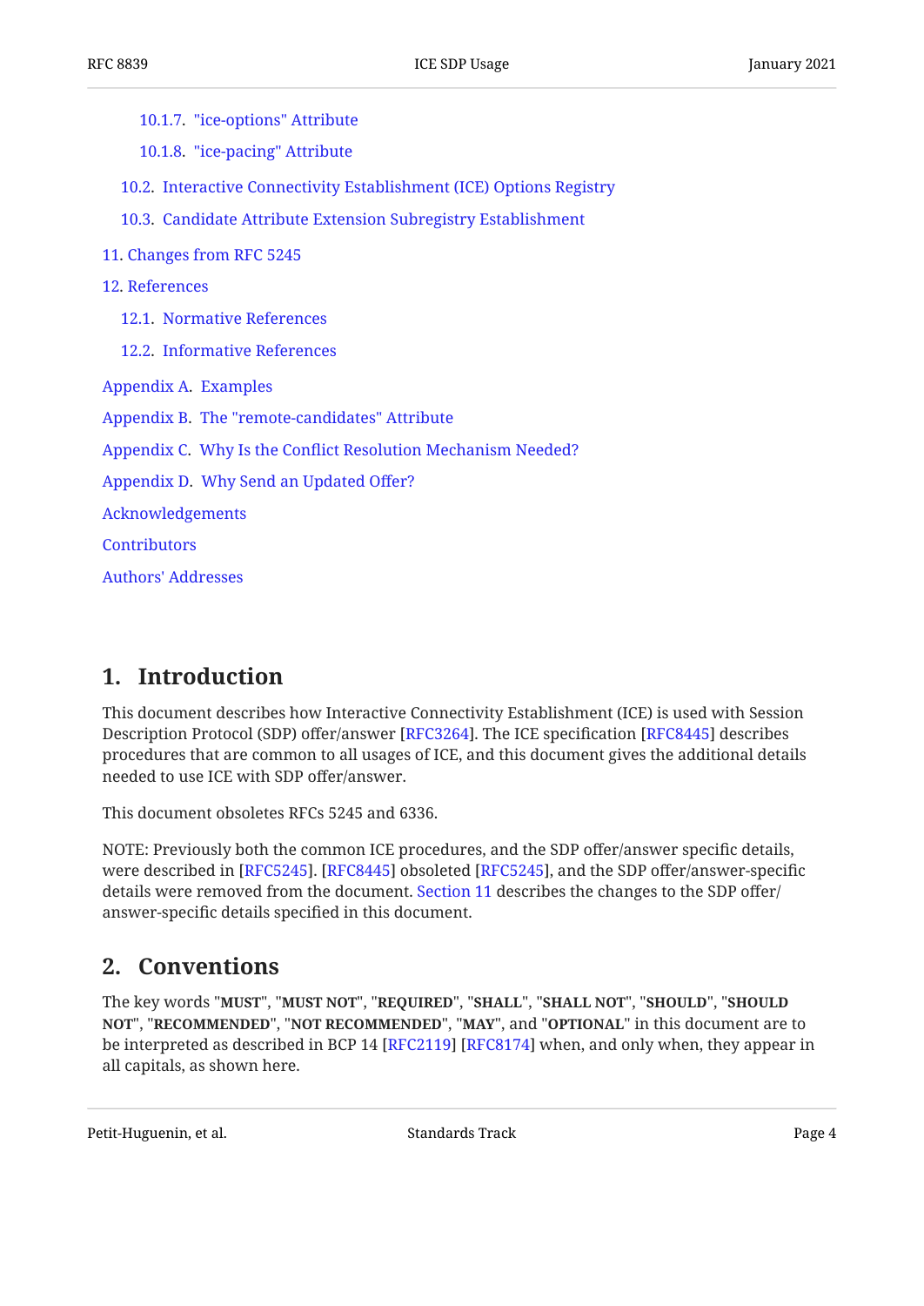- 10.1.7. "ice-options" Attribute
- 10.1.8. "ice-pacing" Attribute
- 10.2. Interactive Connectivity Establishment (ICE) Options Registry
- 10.3. Candidate Attribute Extension Subregistry Establishment
- 11. Changes from RFC 5245
- 12. References
  - 12.1. Normative References
  - 12.2. Informative References
- Appendix A. Examples
- Appendix B. The "remote-candidates" Attribute
- Appendix C. Why Is the Conflict Resolution Mechanism Needed?
- Appendix D. Why Send an Updated Offer?
- Acknowledgements
- Contributors
- Authors' Addresses

## 1. Introduction

This document describes how Interactive Connectivity Establishment (ICE) is used with Session Description Protocol (SDP) offer/answer [RFC3264]. The ICE specification [RFC8445] describes procedures that are common to all usages of ICE, and this document gives the additional details needed to use ICE with SDP offer/answer.

This document obsoletes RFCs 5245 and 6336.

NOTE: Previously both the common ICE procedures, and the SDP offer/answer specific details, were described in [RFC5245]. [RFC8445] obsoleted [RFC5245], and the SDP offer/answer-specific details were removed from the document. Section 11 describes the changes to the SDP offer/answer-specific details specified in this document.

## 2. Conventions

The key words "**MUST**", "**MUST NOT**", "**REQUIRED**", "**SHALL**", "**SHALL NOT**", "**SHOULD**", "**SHOULD NOT**", "**RECOMMENDED**", "**NOT RECOMMENDED**", "**MAY**", and "**OPTIONAL**" in this document are to be interpreted as described in BCP 14 [RFC2119] [RFC8174] when, and only when, they appear in all capitals, as shown here.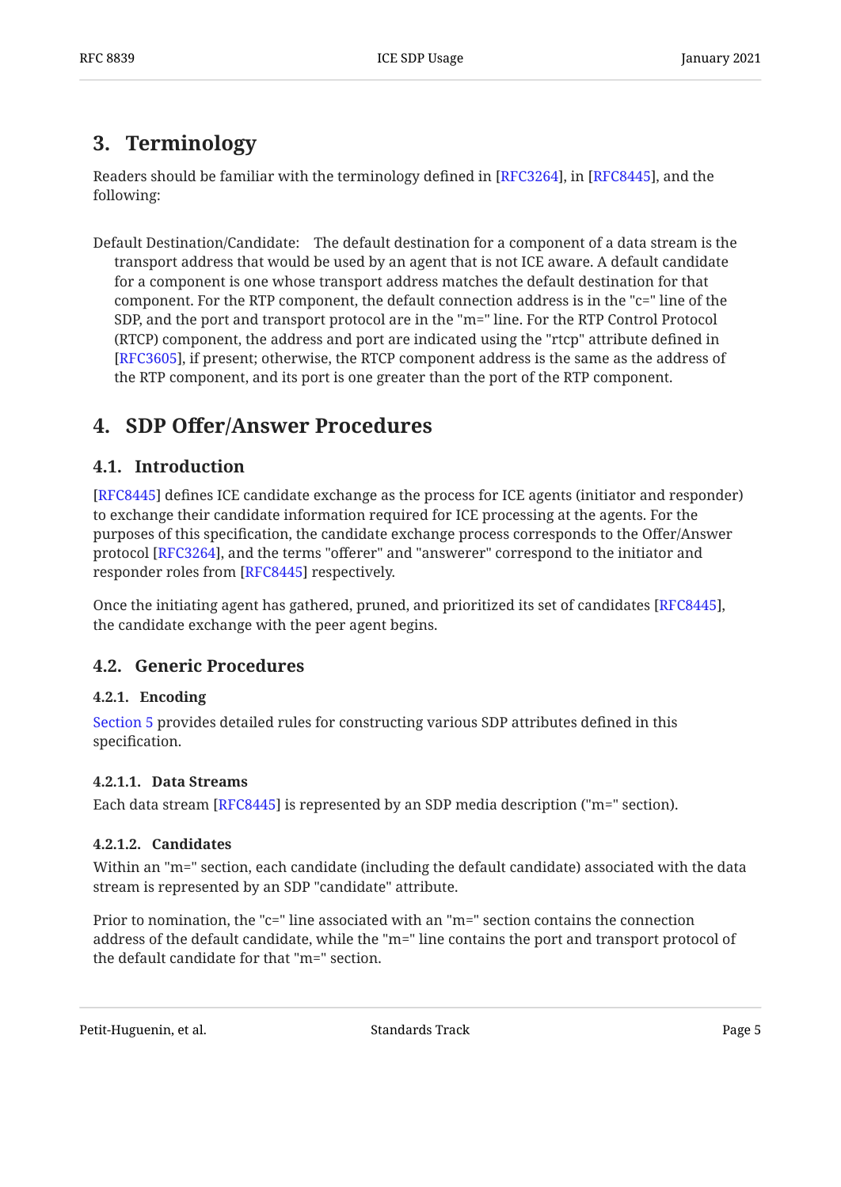## 3. Terminology

Readers should be familiar with the terminology defined in [RFC3264], in [RFC8445], and the following:

Default Destination/Candidate: The default destination for a component of a data stream is the transport address that would be used by an agent that is not ICE aware. A default candidate for a component is one whose transport address matches the default destination for that component. For the RTP component, the default connection address is in the "c=" line of the SDP, and the port and transport protocol are in the "m=" line. For the RTP Control Protocol (RTCP) component, the address and port are indicated using the "rtcp" attribute defined in [RFC3605], if present; otherwise, the RTCP component address is the same as the address of the RTP component, and its port is one greater than the port of the RTP component.

## 4. SDP Offer/Answer Procedures

### 4.1. Introduction

[RFC8445] defines ICE candidate exchange as the process for ICE agents (initiator and responder) to exchange their candidate information required for ICE processing at the agents. For the purposes of this specification, the candidate exchange process corresponds to the Offer/Answer protocol [RFC3264], and the terms "offerer" and "answerer" correspond to the initiator and responder roles from [RFC8445] respectively.

Once the initiating agent has gathered, pruned, and prioritized its set of candidates [RFC8445], the candidate exchange with the peer agent begins.

### 4.2. Generic Procedures

#### 4.2.1. Encoding

Section 5 provides detailed rules for constructing various SDP attributes defined in this specification.

##### 4.2.1.1. Data Streams

Each data stream [RFC8445] is represented by an SDP media description ("m=" section).

##### 4.2.1.2. Candidates

Within an "m=" section, each candidate (including the default candidate) associated with the data stream is represented by an SDP "candidate" attribute.

Prior to nomination, the "c=" line associated with an "m=" section contains the connection address of the default candidate, while the "m=" line contains the port and transport protocol of the default candidate for that "m=" section.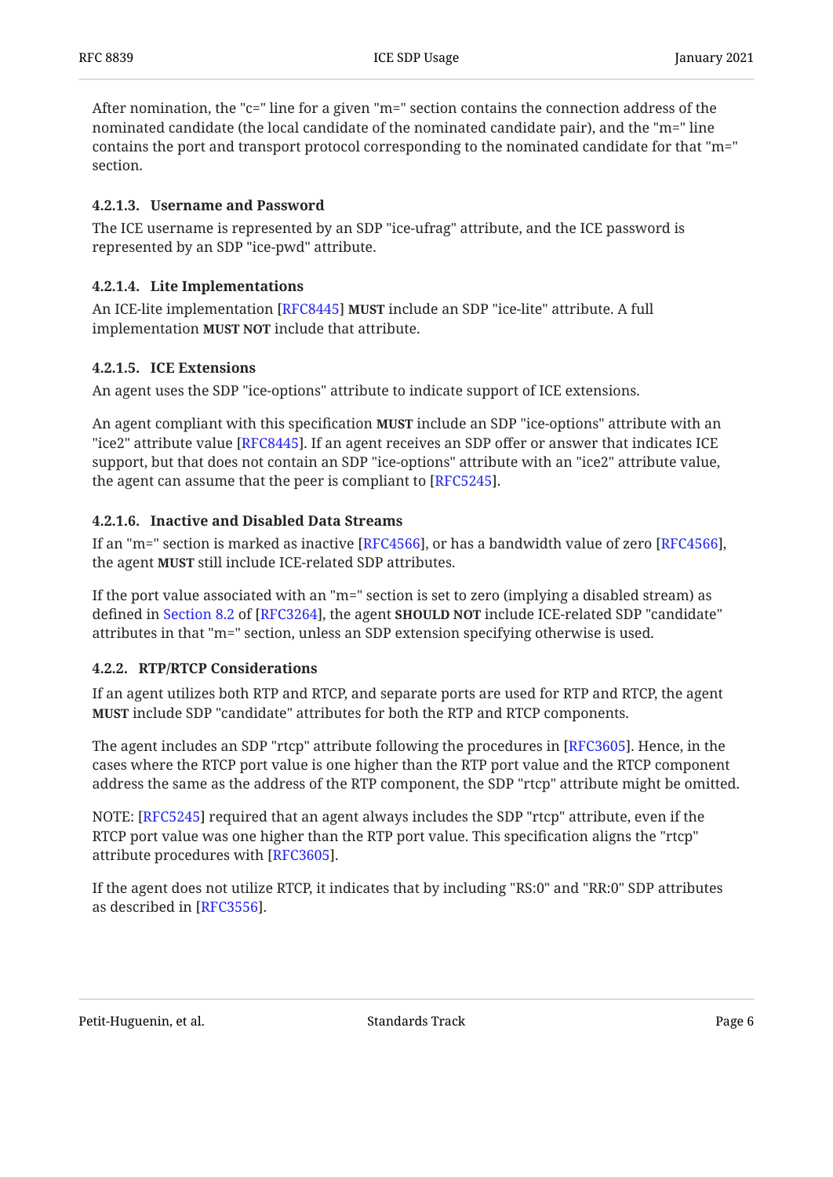After nomination, the "c=" line for a given "m=" section contains the connection address of the nominated candidate (the local candidate of the nominated candidate pair), and the "m=" line contains the port and transport protocol corresponding to the nominated candidate for that "m=" section.

#### 4.2.1.3. Username and Password

The ICE username is represented by an SDP "ice-ufrag" attribute, and the ICE password is represented by an SDP "ice-pwd" attribute.

#### 4.2.1.4. Lite Implementations

An ICE-lite implementation [RFC8445] **MUST** include an SDP "ice-lite" attribute. A full implementation **MUST NOT** include that attribute.

#### 4.2.1.5. ICE Extensions

An agent uses the SDP "ice-options" attribute to indicate support of ICE extensions.

An agent compliant with this specification **MUST** include an SDP "ice-options" attribute with an "ice2" attribute value [RFC8445]. If an agent receives an SDP offer or answer that indicates ICE support, but that does not contain an SDP "ice-options" attribute with an "ice2" attribute value, the agent can assume that the peer is compliant to [RFC5245].

#### 4.2.1.6. Inactive and Disabled Data Streams

If an "m=" section is marked as inactive [RFC4566], or has a bandwidth value of zero [RFC4566], the agent **MUST** still include ICE-related SDP attributes.

If the port value associated with an "m=" section is set to zero (implying a disabled stream) as defined in Section 8.2 of [RFC3264], the agent **SHOULD NOT** include ICE-related SDP "candidate" attributes in that "m=" section, unless an SDP extension specifying otherwise is used.

### 4.2.2. RTP/RTCP Considerations

If an agent utilizes both RTP and RTCP, and separate ports are used for RTP and RTCP, the agent **MUST** include SDP "candidate" attributes for both the RTP and RTCP components.

The agent includes an SDP "rtcp" attribute following the procedures in [RFC3605]. Hence, in the cases where the RTCP port value is one higher than the RTP port value and the RTCP component address the same as the address of the RTP component, the SDP "rtcp" attribute might be omitted.

NOTE: [RFC5245] required that an agent always includes the SDP "rtcp" attribute, even if the RTCP port value was one higher than the RTP port value. This specification aligns the "rtcp" attribute procedures with [RFC3605].

If the agent does not utilize RTCP, it indicates that by including "RS:0" and "RR:0" SDP attributes as described in [RFC3556].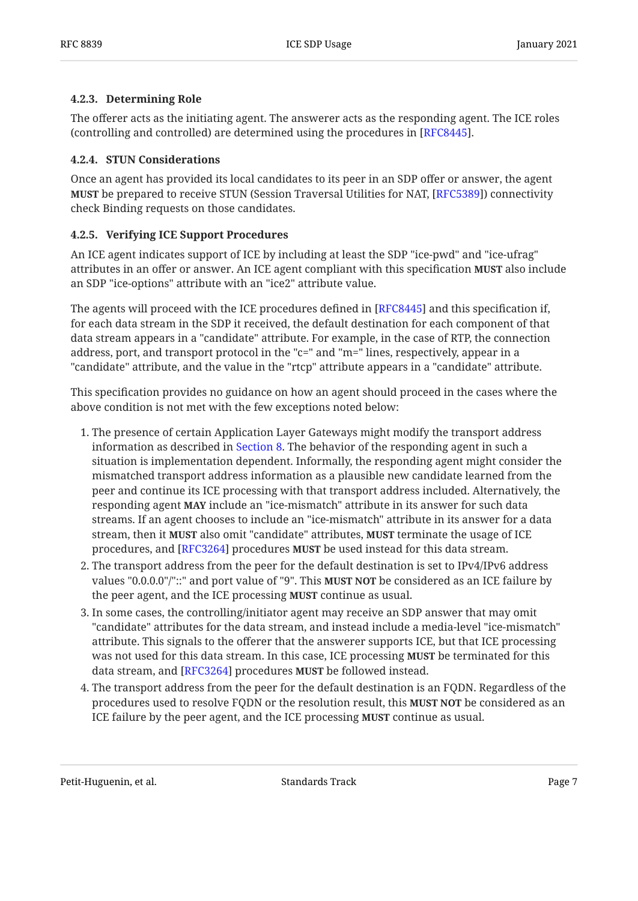#### 4.2.3. Determining Role

The offerer acts as the initiating agent. The answerer acts as the responding agent. The ICE roles (controlling and controlled) are determined using the procedures in [RFC8445].

#### 4.2.4. STUN Considerations

Once an agent has provided its local candidates to its peer in an SDP offer or answer, the agent **MUST** be prepared to receive STUN (Session Traversal Utilities for NAT, [RFC5389]) connectivity check Binding requests on those candidates.

#### 4.2.5. Verifying ICE Support Procedures

An ICE agent indicates support of ICE by including at least the SDP "ice-pwd" and "ice-ufrag" attributes in an offer or answer. An ICE agent compliant with this specification **MUST** also include an SDP "ice-options" attribute with an "ice2" attribute value.

The agents will proceed with the ICE procedures defined in [RFC8445] and this specification if, for each data stream in the SDP it received, the default destination for each component of that data stream appears in a "candidate" attribute. For example, in the case of RTP, the connection address, port, and transport protocol in the "c=" and "m=" lines, respectively, appear in a "candidate" attribute, and the value in the "rtcp" attribute appears in a "candidate" attribute.

This specification provides no guidance on how an agent should proceed in the cases where the above condition is not met with the few exceptions noted below:

1. The presence of certain Application Layer Gateways might modify the transport address information as described in Section 8. The behavior of the responding agent in such a situation is implementation dependent. Informally, the responding agent might consider the mismatched transport address information as a plausible new candidate learned from the peer and continue its ICE processing with that transport address included. Alternatively, the responding agent **MAY** include an "ice-mismatch" attribute in its answer for such data streams. If an agent chooses to include an "ice-mismatch" attribute in its answer for a data stream, then it **MUST** also omit "candidate" attributes, **MUST** terminate the usage of ICE procedures, and [RFC3264] procedures **MUST** be used instead for this data stream.
2. The transport address from the peer for the default destination is set to IPv4/IPv6 address values "0.0.0.0"/"::" and port value of "9". This **MUST NOT** be considered as an ICE failure by the peer agent, and the ICE processing **MUST** continue as usual.
3. In some cases, the controlling/initiator agent may receive an SDP answer that may omit "candidate" attributes for the data stream, and instead include a media-level "ice-mismatch" attribute. This signals to the offerer that the answerer supports ICE, but that ICE processing was not used for this data stream. In this case, ICE processing **MUST** be terminated for this data stream, and [RFC3264] procedures **MUST** be followed instead.
4. The transport address from the peer for the default destination is an FQDN. Regardless of the procedures used to resolve FQDN or the resolution result, this **MUST NOT** be considered as an ICE failure by the peer agent, and the ICE processing **MUST** continue as usual.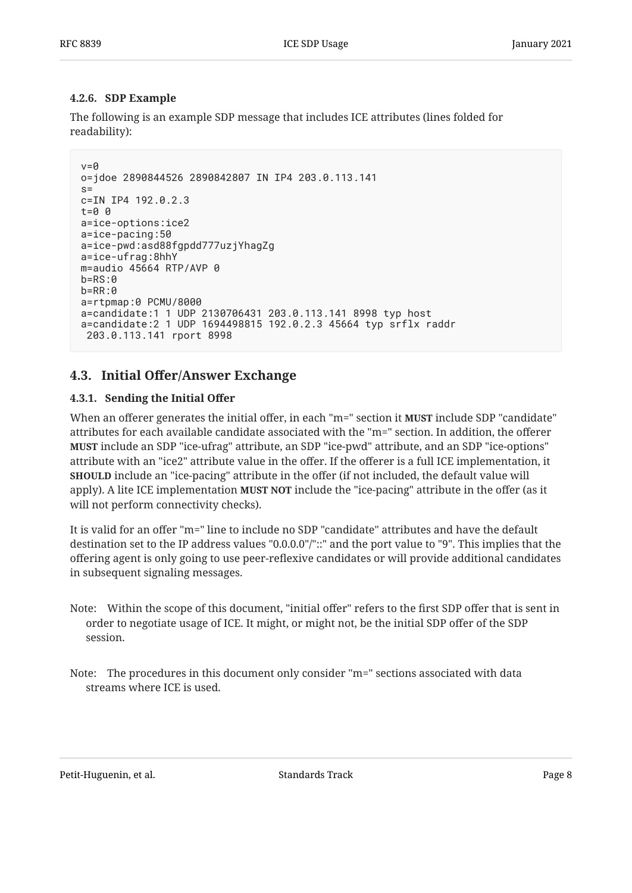#### 4.2.6. SDP Example

The following is an example SDP message that includes ICE attributes (lines folded for readability):

```
v=0
o=jdoe 2890844526 2890842807 IN IP4 203.0.113.141
s=
c=IN IP4 192.0.2.3
t=0 0
a=ice-options:ice2
a=ice-pacing:50
a=ice-pwd:asd88fgpdd777uzjYhagZg
a=ice-ufrag:8hhY
m=audio 45664 RTP/AVP 0
b=RS:0
b=RR:0
a=rtpmap:0 PCMU/8000
a=candidate:1 1 UDP 2130706431 203.0.113.141 8998 typ host
a=candidate:2 1 UDP 1694498815 192.0.2.3 45664 typ srflx raddr
 203.0.113.141 rport 8998
```

### 4.3. Initial Offer/Answer Exchange

#### 4.3.1. Sending the Initial Offer

When an offerer generates the initial offer, in each "m=" section it **MUST** include SDP "candidate" attributes for each available candidate associated with the "m=" section. In addition, the offerer **MUST** include an SDP "ice-ufrag" attribute, an SDP "ice-pwd" attribute, and an SDP "ice-options" attribute with an "ice2" attribute value in the offer. If the offerer is a full ICE implementation, it **SHOULD** include an "ice-pacing" attribute in the offer (if not included, the default value will apply). A lite ICE implementation **MUST NOT** include the "ice-pacing" attribute in the offer (as it will not perform connectivity checks).

It is valid for an offer "m=" line to include no SDP "candidate" attributes and have the default destination set to the IP address values "0.0.0.0"/"::" and the port value to "9". This implies that the offering agent is only going to use peer-reflexive candidates or will provide additional candidates in subsequent signaling messages.

Note: Within the scope of this document, "initial offer" refers to the first SDP offer that is sent in order to negotiate usage of ICE. It might, or might not, be the initial SDP offer of the SDP session.

Note: The procedures in this document only consider "m=" sections associated with data streams where ICE is used.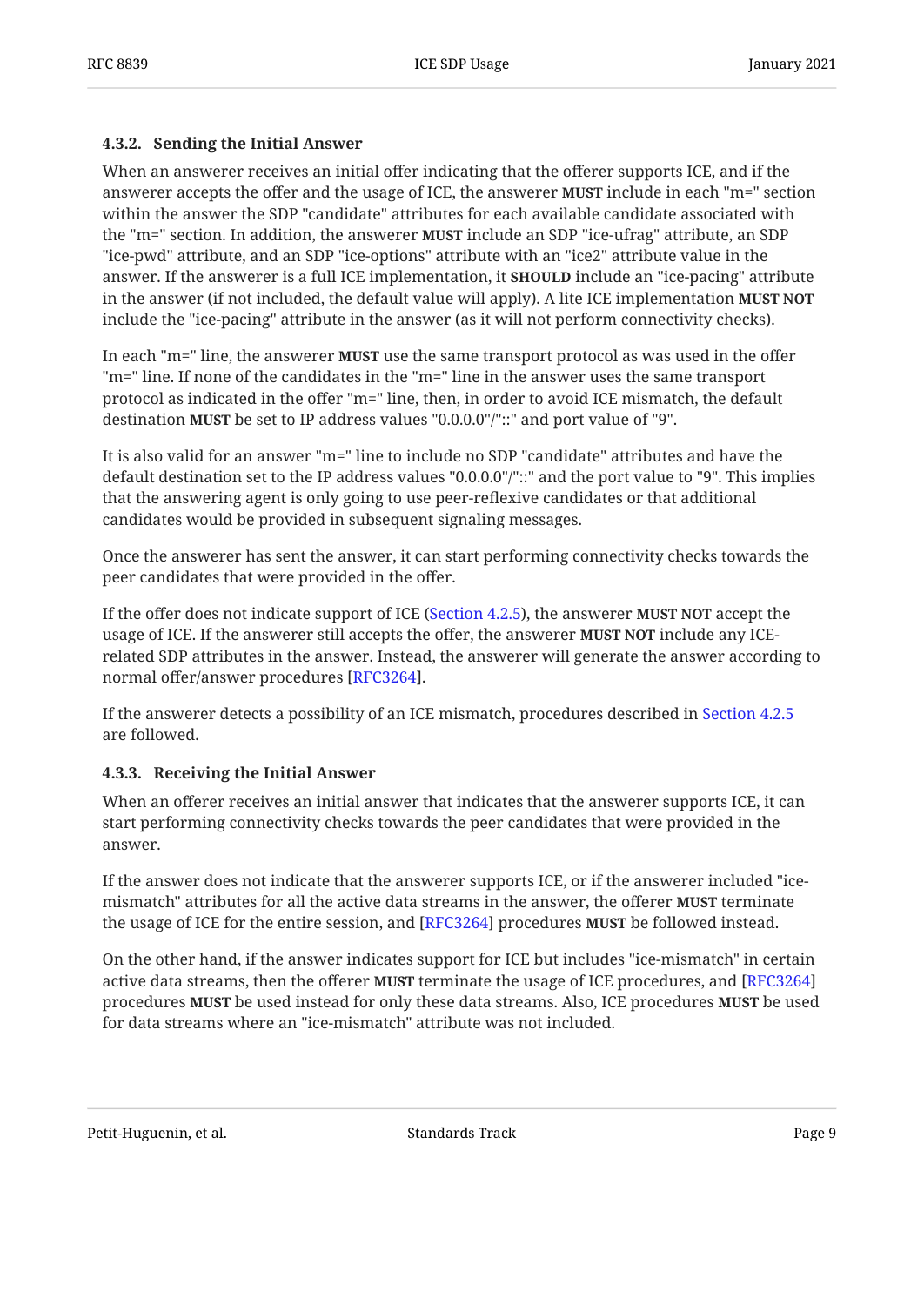#### 4.3.2. Sending the Initial Answer

When an answerer receives an initial offer indicating that the offerer supports ICE, and if the answerer accepts the offer and the usage of ICE, the answerer **MUST** include in each "m=" section within the answer the SDP "candidate" attributes for each available candidate associated with the "m=" section. In addition, the answerer **MUST** include an SDP "ice-ufrag" attribute, an SDP "ice-pwd" attribute, and an SDP "ice-options" attribute with an "ice2" attribute value in the answer. If the answerer is a full ICE implementation, it **SHOULD** include an "ice-pacing" attribute in the answer (if not included, the default value will apply). A lite ICE implementation **MUST NOT** include the "ice-pacing" attribute in the answer (as it will not perform connectivity checks).

In each "m=" line, the answerer **MUST** use the same transport protocol as was used in the offer "m=" line. If none of the candidates in the "m=" line in the answer uses the same transport protocol as indicated in the offer "m=" line, then, in order to avoid ICE mismatch, the default destination **MUST** be set to IP address values "0.0.0.0"/"::" and port value of "9".

It is also valid for an answer "m=" line to include no SDP "candidate" attributes and have the default destination set to the IP address values "0.0.0.0"/"::" and the port value to "9". This implies that the answering agent is only going to use peer-reflexive candidates or that additional candidates would be provided in subsequent signaling messages.

Once the answerer has sent the answer, it can start performing connectivity checks towards the peer candidates that were provided in the offer.

If the offer does not indicate support of ICE (Section 4.2.5), the answerer **MUST NOT** accept the usage of ICE. If the answerer still accepts the offer, the answerer **MUST NOT** include any ICE-related SDP attributes in the answer. Instead, the answerer will generate the answer according to normal offer/answer procedures [RFC3264].

If the answerer detects a possibility of an ICE mismatch, procedures described in Section 4.2.5 are followed.

#### 4.3.3. Receiving the Initial Answer

When an offerer receives an initial answer that indicates that the answerer supports ICE, it can start performing connectivity checks towards the peer candidates that were provided in the answer.

If the answer does not indicate that the answerer supports ICE, or if the answerer included "ice-mismatch" attributes for all the active data streams in the answer, the offerer **MUST** terminate the usage of ICE for the entire session, and [RFC3264] procedures **MUST** be followed instead.

On the other hand, if the answer indicates support for ICE but includes "ice-mismatch" in certain active data streams, then the offerer **MUST** terminate the usage of ICE procedures, and [RFC3264] procedures **MUST** be used instead for only these data streams. Also, ICE procedures **MUST** be used for data streams where an "ice-mismatch" attribute was not included.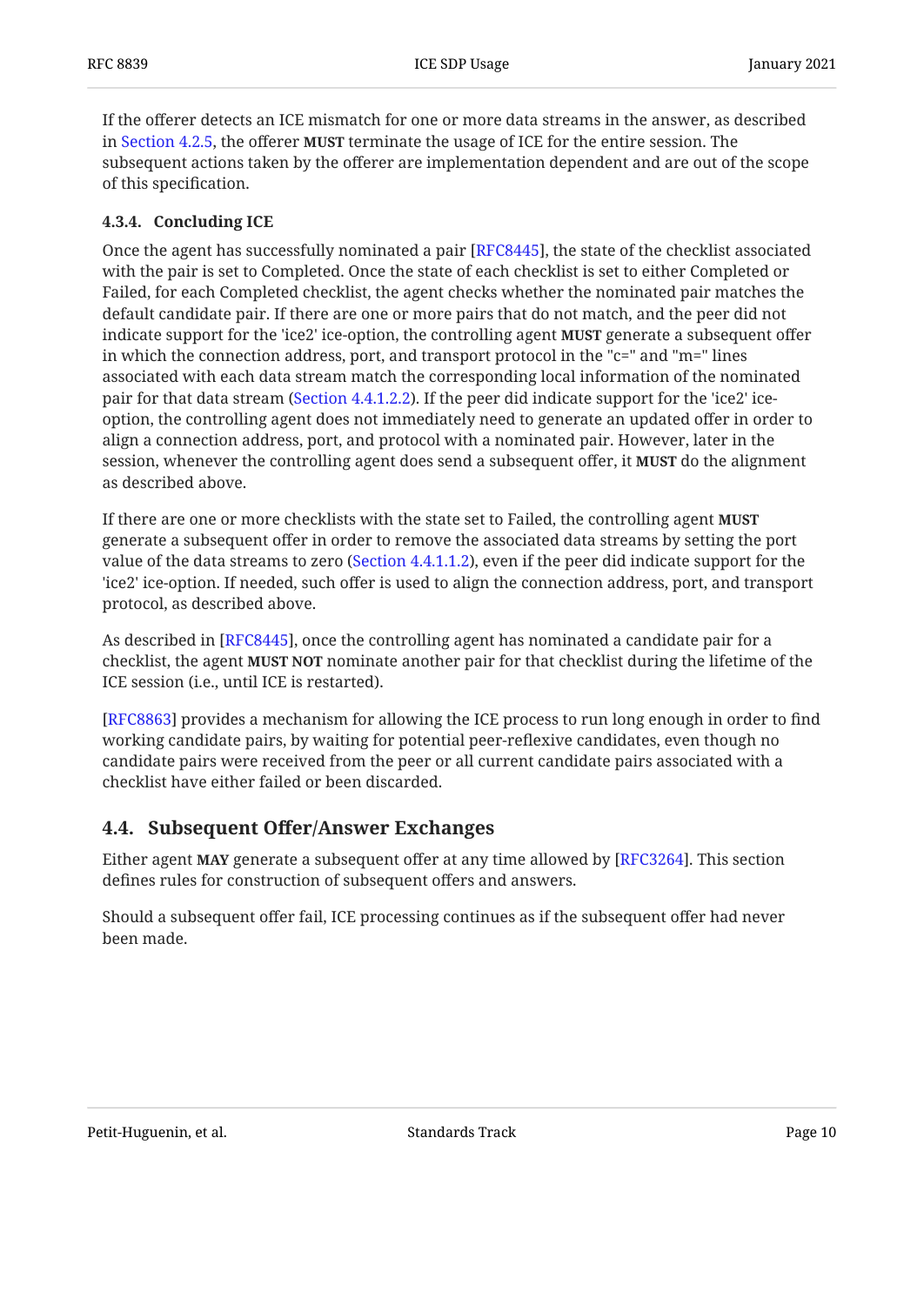If the offerer detects an ICE mismatch for one or more data streams in the answer, as described in Section 4.2.5, the offerer **MUST** terminate the usage of ICE for the entire session. The subsequent actions taken by the offerer are implementation dependent and are out of the scope of this specification.

#### 4.3.4. Concluding ICE

Once the agent has successfully nominated a pair [RFC8445], the state of the checklist associated with the pair is set to Completed. Once the state of each checklist is set to either Completed or Failed, for each Completed checklist, the agent checks whether the nominated pair matches the default candidate pair. If there are one or more pairs that do not match, and the peer did not indicate support for the 'ice2' ice-option, the controlling agent **MUST** generate a subsequent offer in which the connection address, port, and transport protocol in the "c=" and "m=" lines associated with each data stream match the corresponding local information of the nominated pair for that data stream (Section 4.4.1.2.2). If the peer did indicate support for the 'ice2' ice-option, the controlling agent does not immediately need to generate an updated offer in order to align a connection address, port, and protocol with a nominated pair. However, later in the session, whenever the controlling agent does send a subsequent offer, it **MUST** do the alignment as described above.

If there are one or more checklists with the state set to Failed, the controlling agent **MUST** generate a subsequent offer in order to remove the associated data streams by setting the port value of the data streams to zero (Section 4.4.1.1.2), even if the peer did indicate support for the 'ice2' ice-option. If needed, such offer is used to align the connection address, port, and transport protocol, as described above.

As described in [RFC8445], once the controlling agent has nominated a candidate pair for a checklist, the agent **MUST NOT** nominate another pair for that checklist during the lifetime of the ICE session (i.e., until ICE is restarted).

[RFC8863] provides a mechanism for allowing the ICE process to run long enough in order to find working candidate pairs, by waiting for potential peer-reflexive candidates, even though no candidate pairs were received from the peer or all current candidate pairs associated with a checklist have either failed or been discarded.

### 4.4. Subsequent Offer/Answer Exchanges

Either agent **MAY** generate a subsequent offer at any time allowed by [RFC3264]. This section defines rules for construction of subsequent offers and answers.

Should a subsequent offer fail, ICE processing continues as if the subsequent offer had never been made.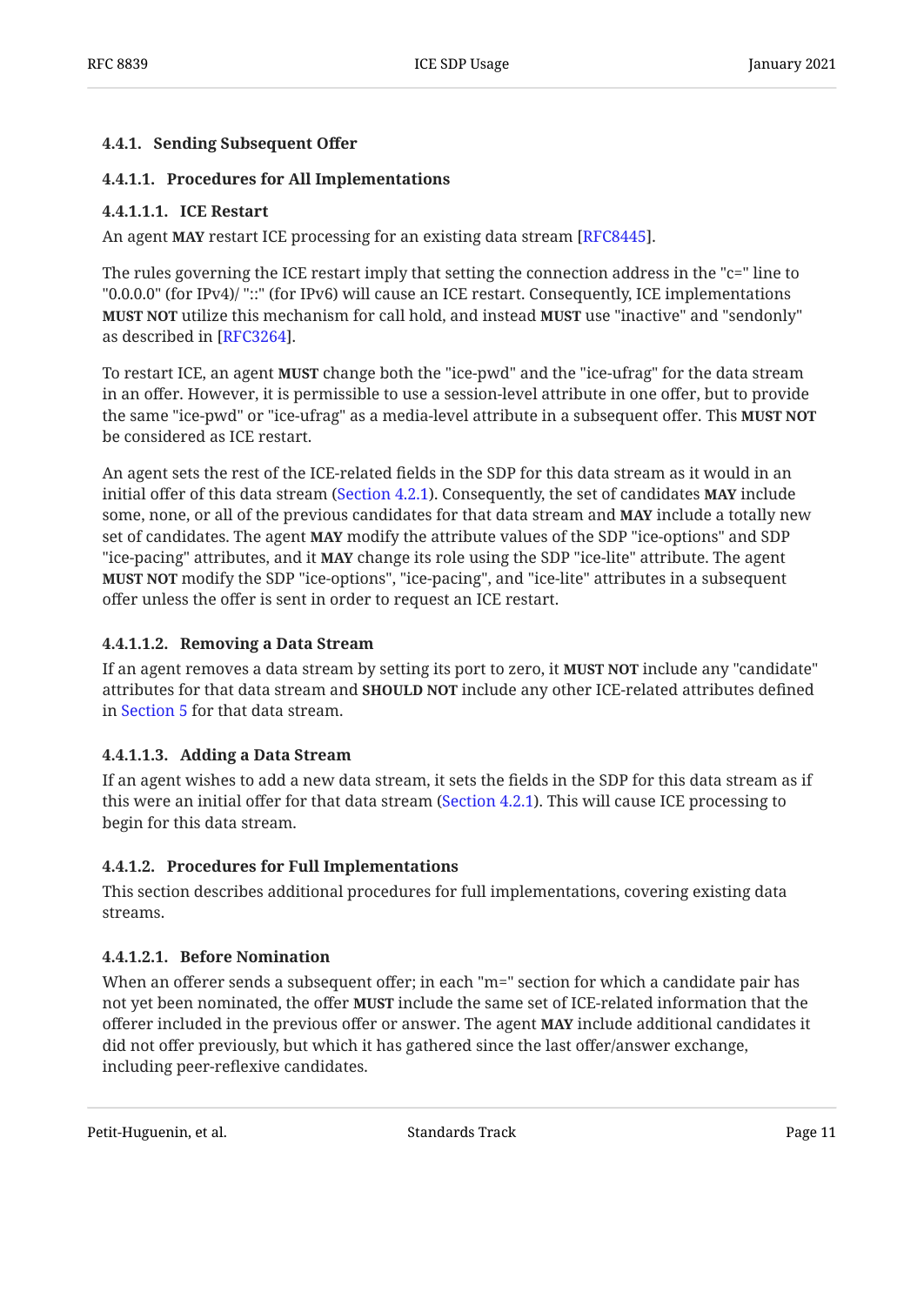#### 4.4.1. Sending Subsequent Offer

##### 4.4.1.1. Procedures for All Implementations

###### 4.4.1.1.1. ICE Restart

An agent **MAY** restart ICE processing for an existing data stream [RFC8445].

The rules governing the ICE restart imply that setting the connection address in the "c=" line to "0.0.0.0" (for IPv4)/ "::" (for IPv6) will cause an ICE restart. Consequently, ICE implementations **MUST NOT** utilize this mechanism for call hold, and instead **MUST** use "inactive" and "sendonly" as described in [RFC3264].

To restart ICE, an agent **MUST** change both the "ice-pwd" and the "ice-ufrag" for the data stream in an offer. However, it is permissible to use a session-level attribute in one offer, but to provide the same "ice-pwd" or "ice-ufrag" as a media-level attribute in a subsequent offer. This **MUST NOT** be considered as ICE restart.

An agent sets the rest of the ICE-related fields in the SDP for this data stream as it would in an initial offer of this data stream (Section 4.2.1). Consequently, the set of candidates **MAY** include some, none, or all of the previous candidates for that data stream and **MAY** include a totally new set of candidates. The agent **MAY** modify the attribute values of the SDP "ice-options" and SDP "ice-pacing" attributes, and it **MAY** change its role using the SDP "ice-lite" attribute. The agent **MUST NOT** modify the SDP "ice-options", "ice-pacing", and "ice-lite" attributes in a subsequent offer unless the offer is sent in order to request an ICE restart.

###### 4.4.1.1.2. Removing a Data Stream

If an agent removes a data stream by setting its port to zero, it **MUST NOT** include any "candidate" attributes for that data stream and **SHOULD NOT** include any other ICE-related attributes defined in Section 5 for that data stream.

###### 4.4.1.1.3. Adding a Data Stream

If an agent wishes to add a new data stream, it sets the fields in the SDP for this data stream as if this were an initial offer for that data stream (Section 4.2.1). This will cause ICE processing to begin for this data stream.

##### 4.4.1.2. Procedures for Full Implementations

This section describes additional procedures for full implementations, covering existing data streams.

###### 4.4.1.2.1. Before Nomination

When an offerer sends a subsequent offer; in each "m=" section for which a candidate pair has not yet been nominated, the offer **MUST** include the same set of ICE-related information that the offerer included in the previous offer or answer. The agent **MAY** include additional candidates it did not offer previously, but which it has gathered since the last offer/answer exchange, including peer-reflexive candidates.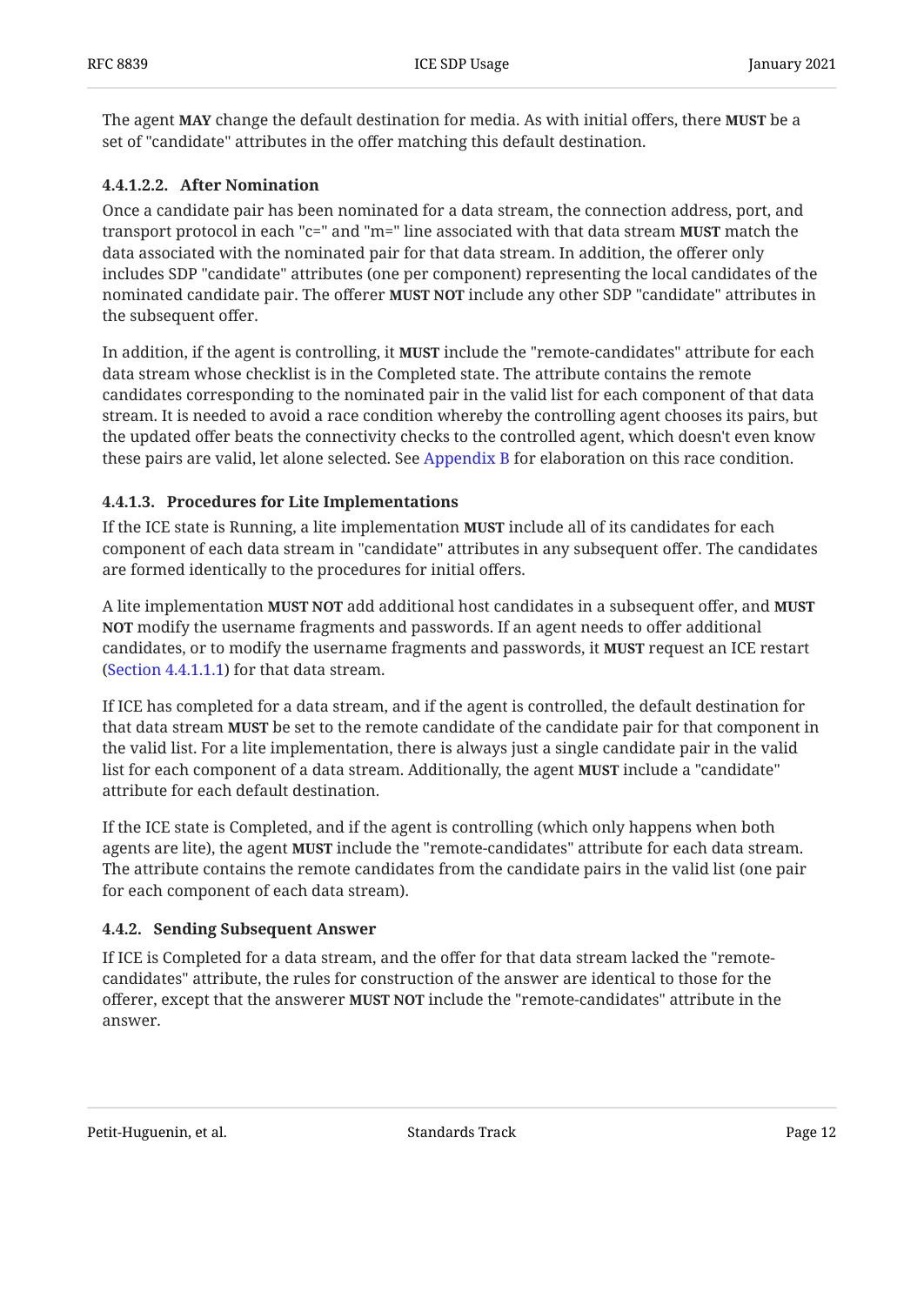The agent **MAY** change the default destination for media. As with initial offers, there **MUST** be a set of "candidate" attributes in the offer matching this default destination.

##### 4.4.1.2.2. After Nomination

Once a candidate pair has been nominated for a data stream, the connection address, port, and transport protocol in each "c=" and "m=" line associated with that data stream **MUST** match the data associated with the nominated pair for that data stream. In addition, the offerer only includes SDP "candidate" attributes (one per component) representing the local candidates of the nominated candidate pair. The offerer **MUST NOT** include any other SDP "candidate" attributes in the subsequent offer.

In addition, if the agent is controlling, it **MUST** include the "remote-candidates" attribute for each data stream whose checklist is in the Completed state. The attribute contains the remote candidates corresponding to the nominated pair in the valid list for each component of that data stream. It is needed to avoid a race condition whereby the controlling agent chooses its pairs, but the updated offer beats the connectivity checks to the controlled agent, which doesn't even know these pairs are valid, let alone selected. See Appendix B for elaboration on this race condition.

#### 4.4.1.3. Procedures for Lite Implementations

If the ICE state is Running, a lite implementation **MUST** include all of its candidates for each component of each data stream in "candidate" attributes in any subsequent offer. The candidates are formed identically to the procedures for initial offers.

A lite implementation **MUST NOT** add additional host candidates in a subsequent offer, and **MUST NOT** modify the username fragments and passwords. If an agent needs to offer additional candidates, or to modify the username fragments and passwords, it **MUST** request an ICE restart (Section 4.4.1.1.1) for that data stream.

If ICE has completed for a data stream, and if the agent is controlled, the default destination for that data stream **MUST** be set to the remote candidate of the candidate pair for that component in the valid list. For a lite implementation, there is always just a single candidate pair in the valid list for each component of a data stream. Additionally, the agent **MUST** include a "candidate" attribute for each default destination.

If the ICE state is Completed, and if the agent is controlling (which only happens when both agents are lite), the agent **MUST** include the "remote-candidates" attribute for each data stream. The attribute contains the remote candidates from the candidate pairs in the valid list (one pair for each component of each data stream).

### 4.4.2. Sending Subsequent Answer

If ICE is Completed for a data stream, and the offer for that data stream lacked the "remote-candidates" attribute, the rules for construction of the answer are identical to those for the offerer, except that the answerer **MUST NOT** include the "remote-candidates" attribute in the answer.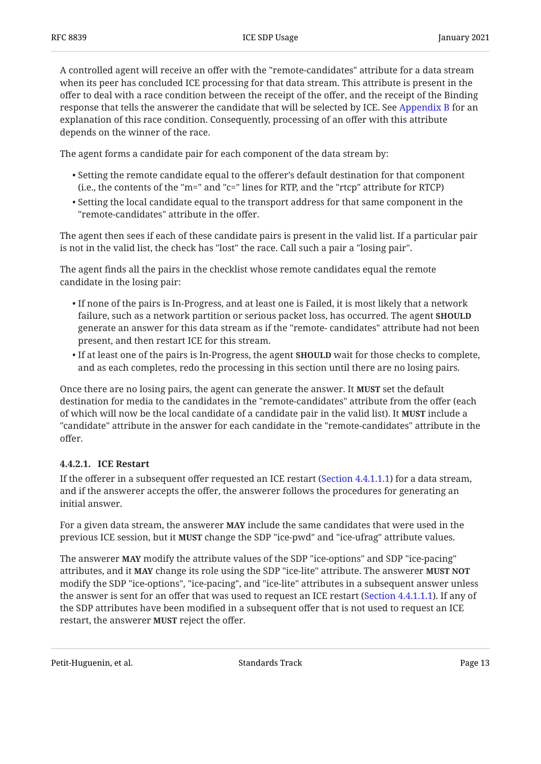A controlled agent will receive an offer with the "remote-candidates" attribute for a data stream when its peer has concluded ICE processing for that data stream. This attribute is present in the offer to deal with a race condition between the receipt of the offer, and the receipt of the Binding response that tells the answerer the candidate that will be selected by ICE. See Appendix B for an explanation of this race condition. Consequently, processing of an offer with this attribute depends on the winner of the race.

The agent forms a candidate pair for each component of the data stream by:

- Setting the remote candidate equal to the offerer's default destination for that component (i.e., the contents of the "m=" and "c=" lines for RTP, and the "rtcp" attribute for RTCP)
- Setting the local candidate equal to the transport address for that same component in the "remote-candidates" attribute in the offer.

The agent then sees if each of these candidate pairs is present in the valid list. If a particular pair is not in the valid list, the check has "lost" the race. Call such a pair a "losing pair".

The agent finds all the pairs in the checklist whose remote candidates equal the remote candidate in the losing pair:

- If none of the pairs is In-Progress, and at least one is Failed, it is most likely that a network failure, such as a network partition or serious packet loss, has occurred. The agent **SHOULD** generate an answer for this data stream as if the "remote- candidates" attribute had not been present, and then restart ICE for this stream.
- If at least one of the pairs is In-Progress, the agent **SHOULD** wait for those checks to complete, and as each completes, redo the processing in this section until there are no losing pairs.

Once there are no losing pairs, the agent can generate the answer. It **MUST** set the default destination for media to the candidates in the "remote-candidates" attribute from the offer (each of which will now be the local candidate of a candidate pair in the valid list). It **MUST** include a "candidate" attribute in the answer for each candidate in the "remote-candidates" attribute in the offer.

#### 4.4.2.1. ICE Restart

If the offerer in a subsequent offer requested an ICE restart (Section 4.4.1.1.1) for a data stream, and if the answerer accepts the offer, the answerer follows the procedures for generating an initial answer.

For a given data stream, the answerer **MAY** include the same candidates that were used in the previous ICE session, but it **MUST** change the SDP "ice-pwd" and "ice-ufrag" attribute values.

The answerer **MAY** modify the attribute values of the SDP "ice-options" and SDP "ice-pacing" attributes, and it **MAY** change its role using the SDP "ice-lite" attribute. The answerer **MUST NOT** modify the SDP "ice-options", "ice-pacing", and "ice-lite" attributes in a subsequent answer unless the answer is sent for an offer that was used to request an ICE restart (Section 4.4.1.1.1). If any of the SDP attributes have been modified in a subsequent offer that is not used to request an ICE restart, the answerer **MUST** reject the offer.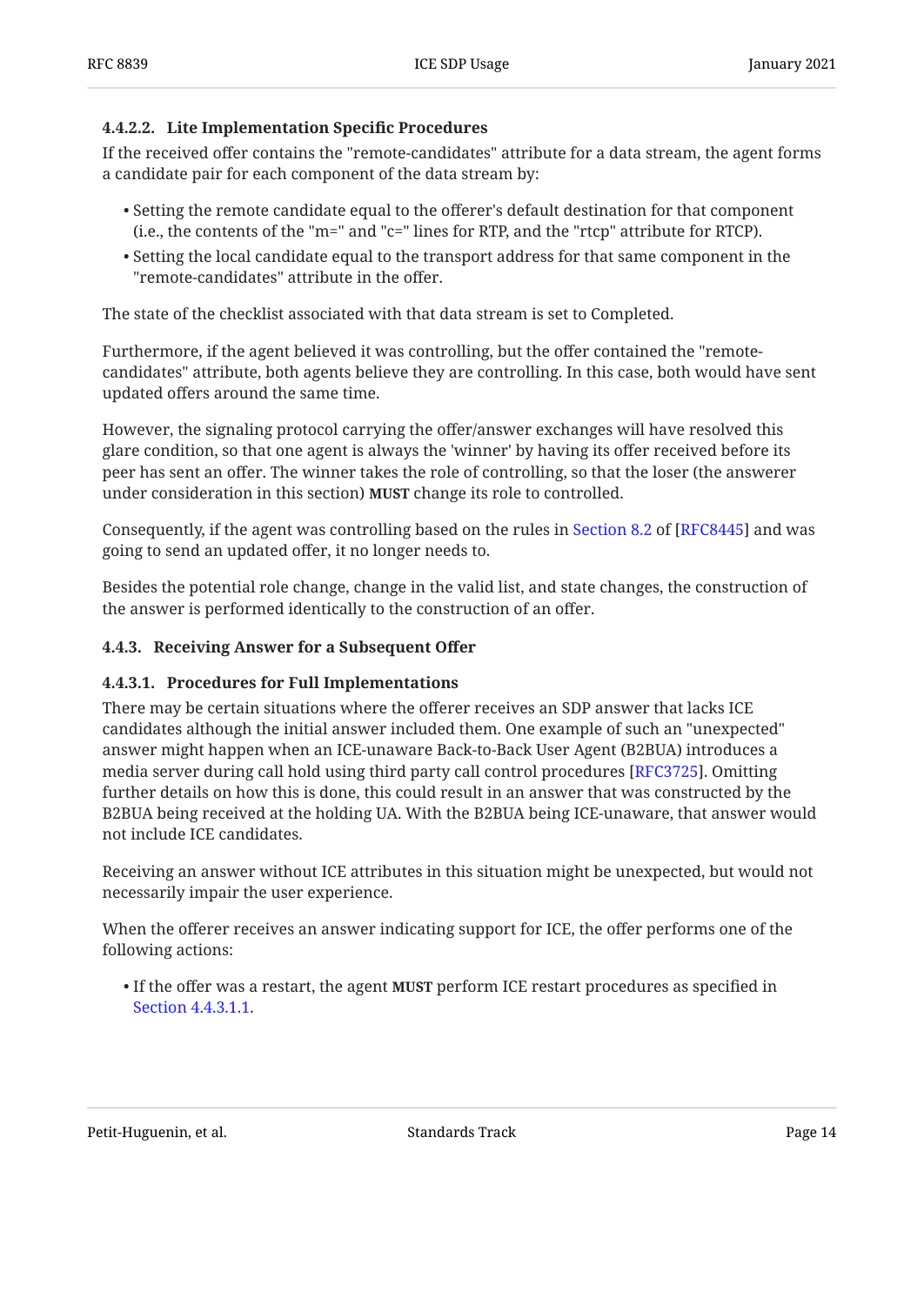#### 4.4.2.2. Lite Implementation Specific Procedures

If the received offer contains the "remote-candidates" attribute for a data stream, the agent forms a candidate pair for each component of the data stream by:

- Setting the remote candidate equal to the offerer's default destination for that component (i.e., the contents of the "m=" and "c=" lines for RTP, and the "rtcp" attribute for RTCP).
- Setting the local candidate equal to the transport address for that same component in the "remote-candidates" attribute in the offer.

The state of the checklist associated with that data stream is set to Completed.

Furthermore, if the agent believed it was controlling, but the offer contained the "remote-candidates" attribute, both agents believe they are controlling. In this case, both would have sent updated offers around the same time.

However, the signaling protocol carrying the offer/answer exchanges will have resolved this glare condition, so that one agent is always the 'winner' by having its offer received before its peer has sent an offer. The winner takes the role of controlling, so that the loser (the answerer under consideration in this section) **MUST** change its role to controlled.

Consequently, if the agent was controlling based on the rules in Section 8.2 of [RFC8445] and was going to send an updated offer, it no longer needs to.

Besides the potential role change, change in the valid list, and state changes, the construction of the answer is performed identically to the construction of an offer.

### 4.4.3. Receiving Answer for a Subsequent Offer

#### 4.4.3.1. Procedures for Full Implementations

There may be certain situations where the offerer receives an SDP answer that lacks ICE candidates although the initial answer included them. One example of such an "unexpected" answer might happen when an ICE-unaware Back-to-Back User Agent (B2BUA) introduces a media server during call hold using third party call control procedures [RFC3725]. Omitting further details on how this is done, this could result in an answer that was constructed by the B2BUA being received at the holding UA. With the B2BUA being ICE-unaware, that answer would not include ICE candidates.

Receiving an answer without ICE attributes in this situation might be unexpected, but would not necessarily impair the user experience.

When the offerer receives an answer indicating support for ICE, the offer performs one of the following actions:

- If the offer was a restart, the agent **MUST** perform ICE restart procedures as specified in Section 4.4.3.1.1.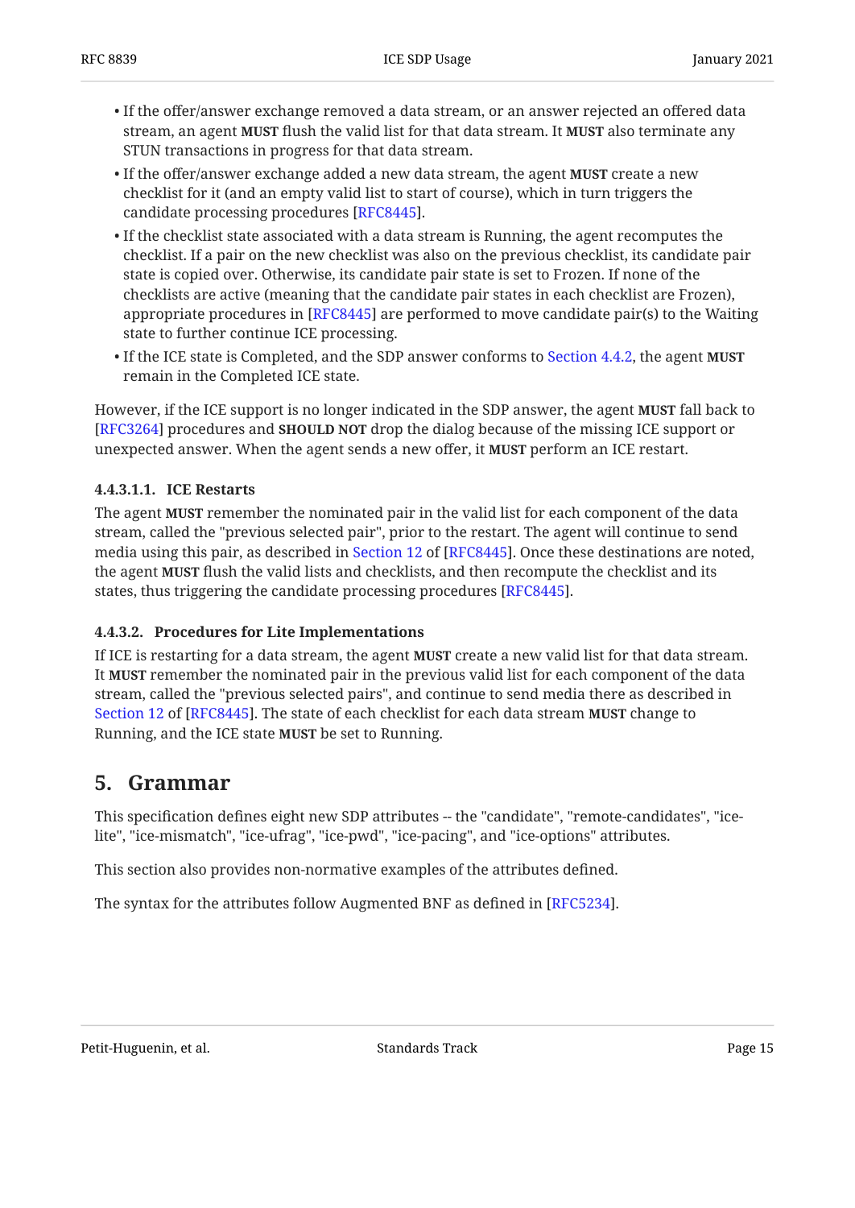- If the offer/answer exchange removed a data stream, or an answer rejected an offered data stream, an agent **MUST** flush the valid list for that data stream. It **MUST** also terminate any STUN transactions in progress for that data stream.
- If the offer/answer exchange added a new data stream, the agent **MUST** create a new checklist for it (and an empty valid list to start of course), which in turn triggers the candidate processing procedures [RFC8445].
- If the checklist state associated with a data stream is Running, the agent recomputes the checklist. If a pair on the new checklist was also on the previous checklist, its candidate pair state is copied over. Otherwise, its candidate pair state is set to Frozen. If none of the checklists are active (meaning that the candidate pair states in each checklist are Frozen), appropriate procedures in [RFC8445] are performed to move candidate pair(s) to the Waiting state to further continue ICE processing.
- If the ICE state is Completed, and the SDP answer conforms to Section 4.4.2, the agent **MUST** remain in the Completed ICE state.

However, if the ICE support is no longer indicated in the SDP answer, the agent **MUST** fall back to [RFC3264] procedures and **SHOULD NOT** drop the dialog because of the missing ICE support or unexpected answer. When the agent sends a new offer, it **MUST** perform an ICE restart.

#### 4.4.3.1.1. ICE Restarts

The agent **MUST** remember the nominated pair in the valid list for each component of the data stream, called the "previous selected pair", prior to the restart. The agent will continue to send media using this pair, as described in Section 12 of [RFC8445]. Once these destinations are noted, the agent **MUST** flush the valid lists and checklists, and then recompute the checklist and its states, thus triggering the candidate processing procedures [RFC8445].

#### 4.4.3.2. Procedures for Lite Implementations

If ICE is restarting for a data stream, the agent **MUST** create a new valid list for that data stream. It **MUST** remember the nominated pair in the previous valid list for each component of the data stream, called the "previous selected pairs", and continue to send media there as described in Section 12 of [RFC8445]. The state of each checklist for each data stream **MUST** change to Running, and the ICE state **MUST** be set to Running.

## 5. Grammar

This specification defines eight new SDP attributes -- the "candidate", "remote-candidates", "ice-lite", "ice-mismatch", "ice-ufrag", "ice-pwd", "ice-pacing", and "ice-options" attributes.

This section also provides non-normative examples of the attributes defined.

The syntax for the attributes follow Augmented BNF as defined in [RFC5234].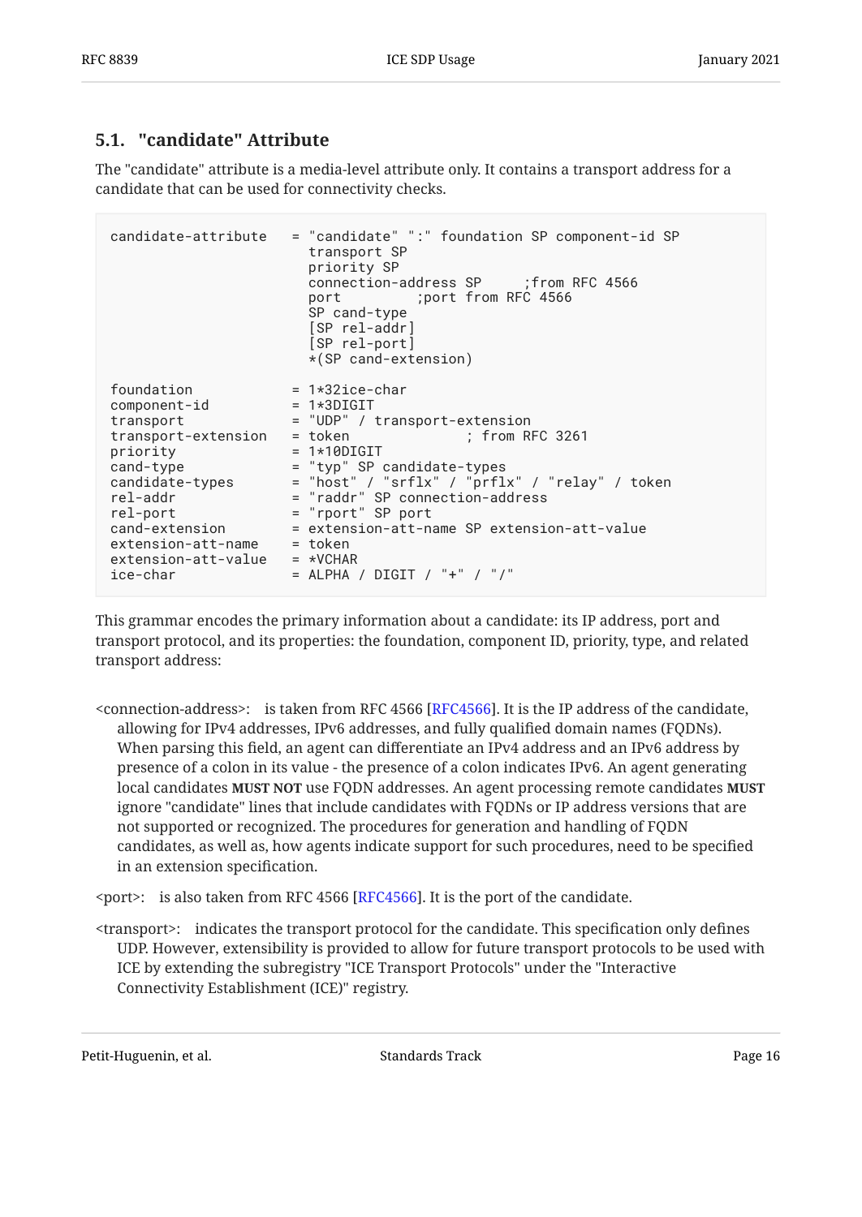### 5.1. "candidate" Attribute

The "candidate" attribute is a media-level attribute only. It contains a transport address for a candidate that can be used for connectivity checks.

```
candidate-attribute   = "candidate" ":" foundation SP component-id SP
                        transport SP
                        priority SP
                        connection-address SP     ;from RFC 4566
                        port         ;port from RFC 4566
                        SP cand-type
                        [SP rel-addr]
                        [SP rel-port]
                        *(SP cand-extension)

foundation            = 1*32ice-char
component-id          = 1*3DIGIT
transport             = "UDP" / transport-extension
transport-extension   = token              ; from RFC 3261
priority              = 1*10DIGIT
cand-type             = "typ" SP candidate-types
candidate-types       = "host" / "srflx" / "prflx" / "relay" / token
rel-addr              = "raddr" SP connection-address
rel-port              = "rport" SP port
cand-extension        = extension-att-name SP extension-att-value
extension-att-name    = token
extension-att-value   = *VCHAR
ice-char              = ALPHA / DIGIT / "+" / "/"
```

This grammar encodes the primary information about a candidate: its IP address, port and transport protocol, and its properties: the foundation, component ID, priority, type, and related transport address:

<connection-address>: is taken from RFC 4566 [RFC4566]. It is the IP address of the candidate, allowing for IPv4 addresses, IPv6 addresses, and fully qualified domain names (FQDNs). When parsing this field, an agent can differentiate an IPv4 address and an IPv6 address by presence of a colon in its value - the presence of a colon indicates IPv6. An agent generating local candidates **MUST NOT** use FQDN addresses. An agent processing remote candidates **MUST** ignore "candidate" lines that include candidates with FQDNs or IP address versions that are not supported or recognized. The procedures for generation and handling of FQDN candidates, as well as, how agents indicate support for such procedures, need to be specified in an extension specification.

<port>: is also taken from RFC 4566 [RFC4566]. It is the port of the candidate.

<transport>: indicates the transport protocol for the candidate. This specification only defines UDP. However, extensibility is provided to allow for future transport protocols to be used with ICE by extending the subregistry "ICE Transport Protocols" under the "Interactive Connectivity Establishment (ICE)" registry.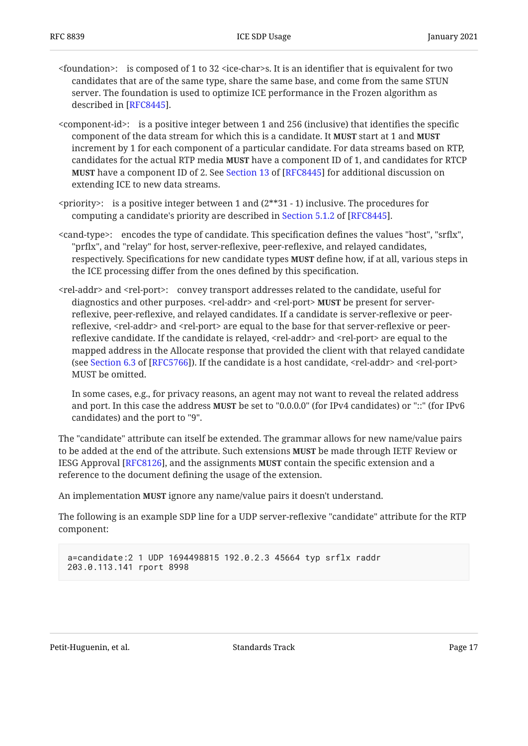<foundation>: is composed of 1 to 32 <ice-char>s. It is an identifier that is equivalent for two candidates that are of the same type, share the same base, and come from the same STUN server. The foundation is used to optimize ICE performance in the Frozen algorithm as described in [RFC8445].

<component-id>: is a positive integer between 1 and 256 (inclusive) that identifies the specific component of the data stream for which this is a candidate. It **MUST** start at 1 and **MUST** increment by 1 for each component of a particular candidate. For data streams based on RTP, candidates for the actual RTP media **MUST** have a component ID of 1, and candidates for RTCP **MUST** have a component ID of 2. See Section 13 of [RFC8445] for additional discussion on extending ICE to new data streams.

<priority>: is a positive integer between 1 and (2**31 - 1) inclusive. The procedures for computing a candidate's priority are described in Section 5.1.2 of [RFC8445].

<cand-type>: encodes the type of candidate. This specification defines the values "host", "srflx", "prflx", and "relay" for host, server-reflexive, peer-reflexive, and relayed candidates, respectively. Specifications for new candidate types **MUST** define how, if at all, various steps in the ICE processing differ from the ones defined by this specification.

<rel-addr> and <rel-port>: convey transport addresses related to the candidate, useful for diagnostics and other purposes. <rel-addr> and <rel-port> **MUST** be present for server-reflexive, peer-reflexive, and relayed candidates. If a candidate is server-reflexive or peer-reflexive, <rel-addr> and <rel-port> are equal to the base for that server-reflexive or peer-reflexive candidate. If the candidate is relayed, <rel-addr> and <rel-port> are equal to the mapped address in the Allocate response that provided the client with that relayed candidate (see Section 6.3 of [RFC5766]). If the candidate is a host candidate, <rel-addr> and <rel-port> MUST be omitted.

In some cases, e.g., for privacy reasons, an agent may not want to reveal the related address and port. In this case the address **MUST** be set to "0.0.0.0" (for IPv4 candidates) or "::" (for IPv6 candidates) and the port to "9".

The "candidate" attribute can itself be extended. The grammar allows for new name/value pairs to be added at the end of the attribute. Such extensions **MUST** be made through IETF Review or IESG Approval [RFC8126], and the assignments **MUST** contain the specific extension and a reference to the document defining the usage of the extension.

An implementation **MUST** ignore any name/value pairs it doesn't understand.

The following is an example SDP line for a UDP server-reflexive "candidate" attribute for the RTP component:

```
a=candidate:2 1 UDP 1694498815 192.0.2.3 45664 typ srflx raddr
203.0.113.141 rport 8998
```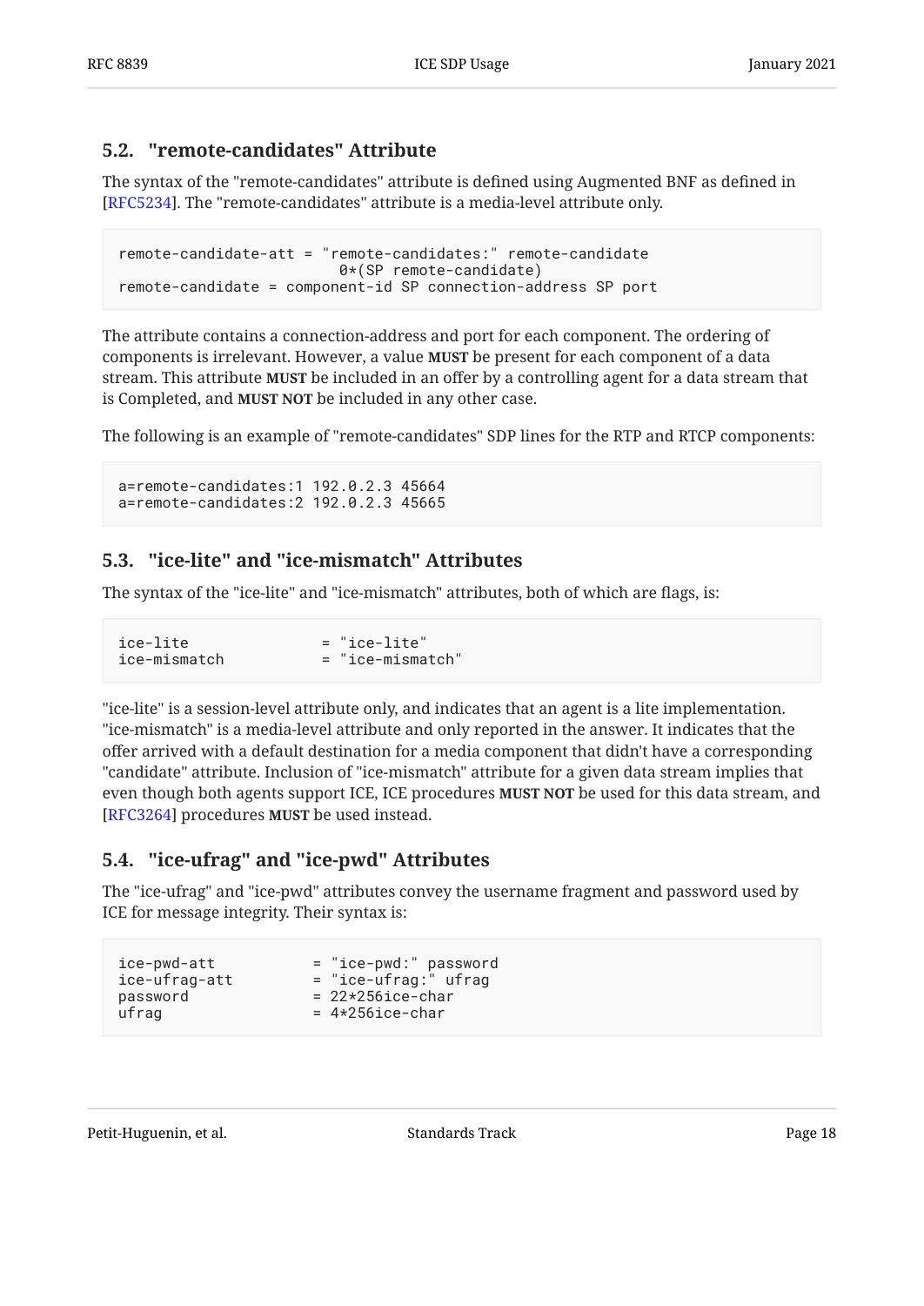### 5.2. "remote-candidates" Attribute

The syntax of the "remote-candidates" attribute is defined using Augmented BNF as defined in [RFC5234]. The "remote-candidates" attribute is a media-level attribute only.

```
remote-candidate-att = "remote-candidates:" remote-candidate
                         0*(SP remote-candidate)
remote-candidate = component-id SP connection-address SP port
```

The attribute contains a connection-address and port for each component. The ordering of components is irrelevant. However, a value **MUST** be present for each component of a data stream. This attribute **MUST** be included in an offer by a controlling agent for a data stream that is Completed, and **MUST NOT** be included in any other case.

The following is an example of "remote-candidates" SDP lines for the RTP and RTCP components:

```
a=remote-candidates:1 192.0.2.3 45664
a=remote-candidates:2 192.0.2.3 45665
```

### 5.3. "ice-lite" and "ice-mismatch" Attributes

The syntax of the "ice-lite" and "ice-mismatch" attributes, both of which are flags, is:

```
ice-lite               = "ice-lite"
ice-mismatch           = "ice-mismatch"
```

"ice-lite" is a session-level attribute only, and indicates that an agent is a lite implementation. "ice-mismatch" is a media-level attribute and only reported in the answer. It indicates that the offer arrived with a default destination for a media component that didn't have a corresponding "candidate" attribute. Inclusion of "ice-mismatch" attribute for a given data stream implies that even though both agents support ICE, ICE procedures **MUST NOT** be used for this data stream, and [RFC3264] procedures **MUST** be used instead.

### 5.4. "ice-ufrag" and "ice-pwd" Attributes

The "ice-ufrag" and "ice-pwd" attributes convey the username fragment and password used by ICE for message integrity. Their syntax is:

```
ice-pwd-att           = "ice-pwd:" password
ice-ufrag-att         = "ice-ufrag:" ufrag
password              = 22*256ice-char
ufrag                 = 4*256ice-char
```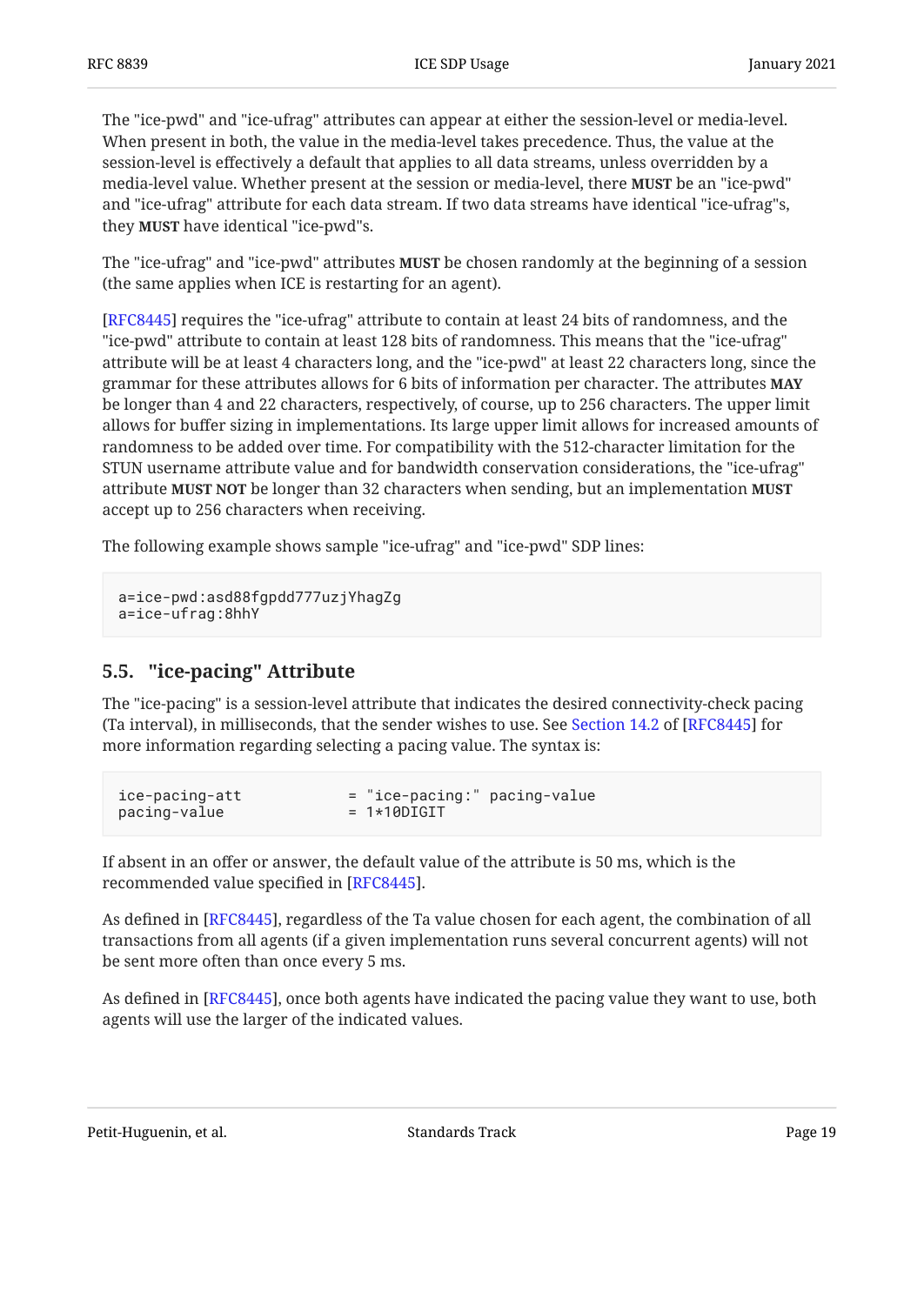The "ice-pwd" and "ice-ufrag" attributes can appear at either the session-level or media-level. When present in both, the value in the media-level takes precedence. Thus, the value at the session-level is effectively a default that applies to all data streams, unless overridden by a media-level value. Whether present at the session or media-level, there **MUST** be an "ice-pwd" and "ice-ufrag" attribute for each data stream. If two data streams have identical "ice-ufrag"s, they **MUST** have identical "ice-pwd"s.

The "ice-ufrag" and "ice-pwd" attributes **MUST** be chosen randomly at the beginning of a session (the same applies when ICE is restarting for an agent).

[RFC8445] requires the "ice-ufrag" attribute to contain at least 24 bits of randomness, and the "ice-pwd" attribute to contain at least 128 bits of randomness. This means that the "ice-ufrag" attribute will be at least 4 characters long, and the "ice-pwd" at least 22 characters long, since the grammar for these attributes allows for 6 bits of information per character. The attributes **MAY** be longer than 4 and 22 characters, respectively, of course, up to 256 characters. The upper limit allows for buffer sizing in implementations. Its large upper limit allows for increased amounts of randomness to be added over time. For compatibility with the 512-character limitation for the STUN username attribute value and for bandwidth conservation considerations, the "ice-ufrag" attribute **MUST NOT** be longer than 32 characters when sending, but an implementation **MUST** accept up to 256 characters when receiving.

The following example shows sample "ice-ufrag" and "ice-pwd" SDP lines:

```
a=ice-pwd:asd88fgpdd777uzjYhagZg
a=ice-ufrag:8hhY
```

### 5.5. "ice-pacing" Attribute

The "ice-pacing" is a session-level attribute that indicates the desired connectivity-check pacing (Ta interval), in milliseconds, that the sender wishes to use. See Section 14.2 of [RFC8445] for more information regarding selecting a pacing value. The syntax is:

```
ice-pacing-att            = "ice-pacing:" pacing-value
pacing-value              = 1*10DIGIT
```

If absent in an offer or answer, the default value of the attribute is 50 ms, which is the recommended value specified in [RFC8445].

As defined in [RFC8445], regardless of the Ta value chosen for each agent, the combination of all transactions from all agents (if a given implementation runs several concurrent agents) will not be sent more often than once every 5 ms.

As defined in [RFC8445], once both agents have indicated the pacing value they want to use, both agents will use the larger of the indicated values.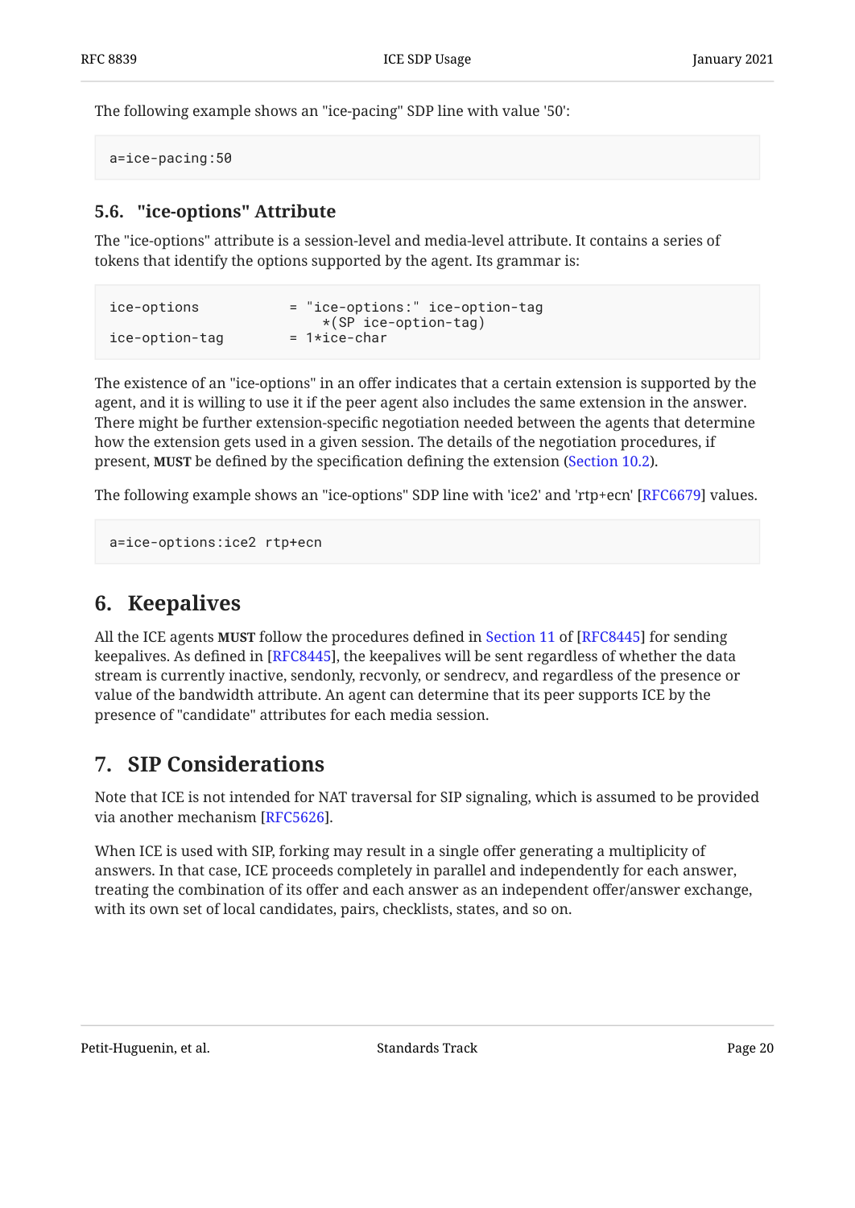The following example shows an "ice-pacing" SDP line with value '50':

```
a=ice-pacing:50
```

### 5.6. "ice-options" Attribute

The "ice-options" attribute is a session-level and media-level attribute. It contains a series of tokens that identify the options supported by the agent. Its grammar is:

```
ice-options           = "ice-options:" ice-option-tag
                          *(SP ice-option-tag)
ice-option-tag        = 1*ice-char
```

The existence of an "ice-options" in an offer indicates that a certain extension is supported by the agent, and it is willing to use it if the peer agent also includes the same extension in the answer. There might be further extension-specific negotiation needed between the agents that determine how the extension gets used in a given session. The details of the negotiation procedures, if present, **MUST** be defined by the specification defining the extension (Section 10.2).

The following example shows an "ice-options" SDP line with 'ice2' and 'rtp+ecn' [RFC6679] values.

```
a=ice-options:ice2 rtp+ecn
```

## 6. Keepalives

All the ICE agents **MUST** follow the procedures defined in Section 11 of [RFC8445] for sending keepalives. As defined in [RFC8445], the keepalives will be sent regardless of whether the data stream is currently inactive, sendonly, recvonly, or sendrecv, and regardless of the presence or value of the bandwidth attribute. An agent can determine that its peer supports ICE by the presence of "candidate" attributes for each media session.

## 7. SIP Considerations

Note that ICE is not intended for NAT traversal for SIP signaling, which is assumed to be provided via another mechanism [RFC5626].

When ICE is used with SIP, forking may result in a single offer generating a multiplicity of answers. In that case, ICE proceeds completely in parallel and independently for each answer, treating the combination of its offer and each answer as an independent offer/answer exchange, with its own set of local candidates, pairs, checklists, states, and so on.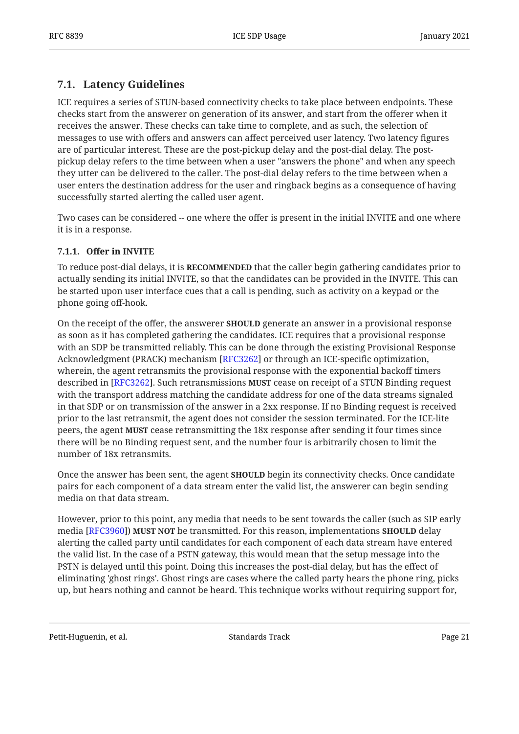## 7.1. Latency Guidelines

ICE requires a series of STUN-based connectivity checks to take place between endpoints. These checks start from the answerer on generation of its answer, and start from the offerer when it receives the answer. These checks can take time to complete, and as such, the selection of messages to use with offers and answers can affect perceived user latency. Two latency figures are of particular interest. These are the post-pickup delay and the post-dial delay. The post-pickup delay refers to the time between when a user "answers the phone" and when any speech they utter can be delivered to the caller. The post-dial delay refers to the time between when a user enters the destination address for the user and ringback begins as a consequence of having successfully started alerting the called user agent.

Two cases can be considered -- one where the offer is present in the initial INVITE and one where it is in a response.

### 7.1.1. Offer in INVITE

To reduce post-dial delays, it is **RECOMMENDED** that the caller begin gathering candidates prior to actually sending its initial INVITE, so that the candidates can be provided in the INVITE. This can be started upon user interface cues that a call is pending, such as activity on a keypad or the phone going off-hook.

On the receipt of the offer, the answerer **SHOULD** generate an answer in a provisional response as soon as it has completed gathering the candidates. ICE requires that a provisional response with an SDP be transmitted reliably. This can be done through the existing Provisional Response Acknowledgment (PRACK) mechanism [RFC3262] or through an ICE-specific optimization, wherein, the agent retransmits the provisional response with the exponential backoff timers described in [RFC3262]. Such retransmissions **MUST** cease on receipt of a STUN Binding request with the transport address matching the candidate address for one of the data streams signaled in that SDP or on transmission of the answer in a 2xx response. If no Binding request is received prior to the last retransmit, the agent does not consider the session terminated. For the ICE-lite peers, the agent **MUST** cease retransmitting the 18x response after sending it four times since there will be no Binding request sent, and the number four is arbitrarily chosen to limit the number of 18x retransmits.

Once the answer has been sent, the agent **SHOULD** begin its connectivity checks. Once candidate pairs for each component of a data stream enter the valid list, the answerer can begin sending media on that data stream.

However, prior to this point, any media that needs to be sent towards the caller (such as SIP early media [RFC3960]) **MUST NOT** be transmitted. For this reason, implementations **SHOULD** delay alerting the called party until candidates for each component of each data stream have entered the valid list. In the case of a PSTN gateway, this would mean that the setup message into the PSTN is delayed until this point. Doing this increases the post-dial delay, but has the effect of eliminating 'ghost rings'. Ghost rings are cases where the called party hears the phone ring, picks up, but hears nothing and cannot be heard. This technique works without requiring support for,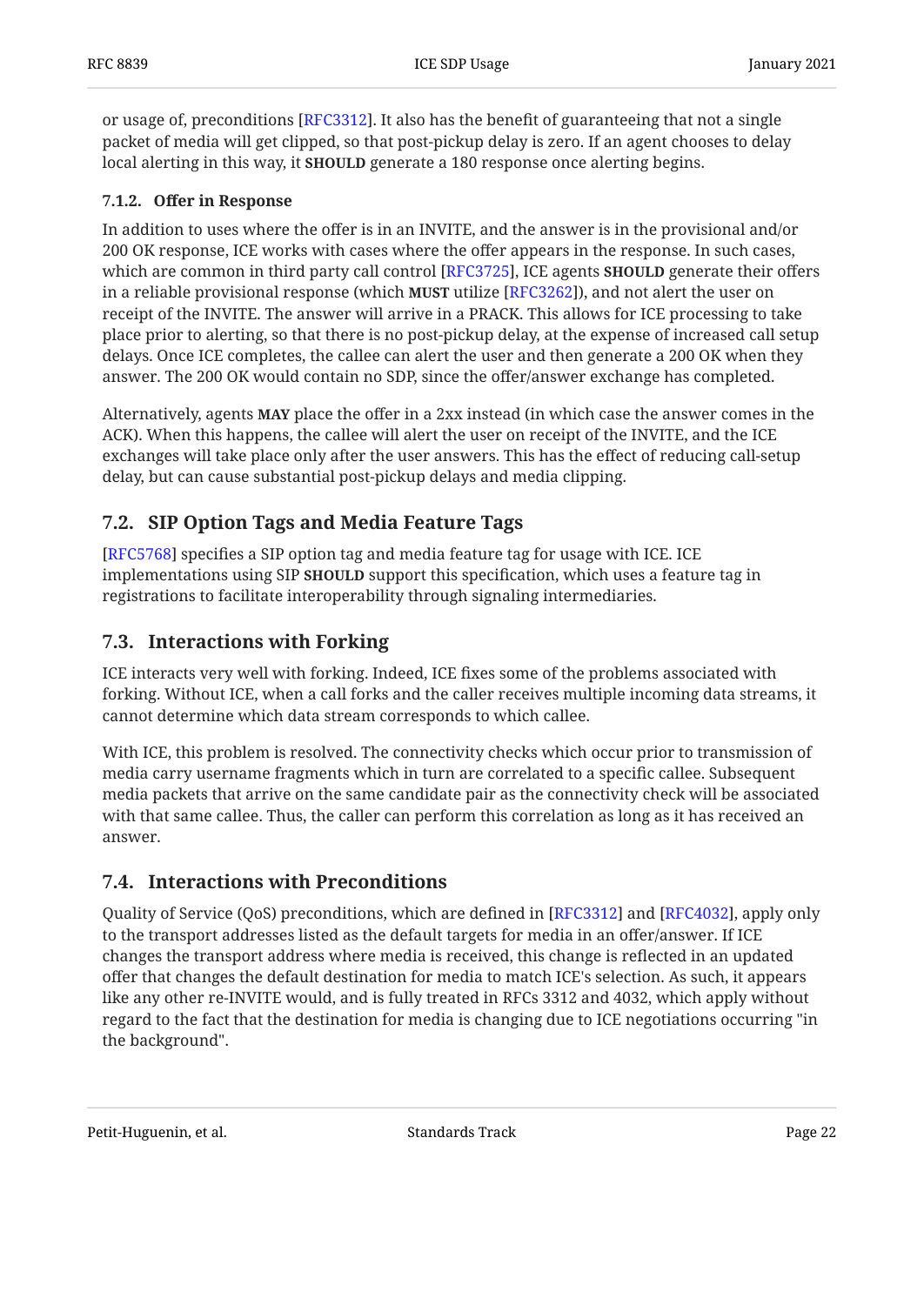or usage of, preconditions [RFC3312]. It also has the benefit of guaranteeing that not a single packet of media will get clipped, so that post-pickup delay is zero. If an agent chooses to delay local alerting in this way, it **SHOULD** generate a 180 response once alerting begins.

#### 7.1.2. Offer in Response

In addition to uses where the offer is in an INVITE, and the answer is in the provisional and/or 200 OK response, ICE works with cases where the offer appears in the response. In such cases, which are common in third party call control [RFC3725], ICE agents **SHOULD** generate their offers in a reliable provisional response (which **MUST** utilize [RFC3262]), and not alert the user on receipt of the INVITE. The answer will arrive in a PRACK. This allows for ICE processing to take place prior to alerting, so that there is no post-pickup delay, at the expense of increased call setup delays. Once ICE completes, the callee can alert the user and then generate a 200 OK when they answer. The 200 OK would contain no SDP, since the offer/answer exchange has completed.

Alternatively, agents **MAY** place the offer in a 2xx instead (in which case the answer comes in the ACK). When this happens, the callee will alert the user on receipt of the INVITE, and the ICE exchanges will take place only after the user answers. This has the effect of reducing call-setup delay, but can cause substantial post-pickup delays and media clipping.

### 7.2. SIP Option Tags and Media Feature Tags

[RFC5768] specifies a SIP option tag and media feature tag for usage with ICE. ICE implementations using SIP **SHOULD** support this specification, which uses a feature tag in registrations to facilitate interoperability through signaling intermediaries.

### 7.3. Interactions with Forking

ICE interacts very well with forking. Indeed, ICE fixes some of the problems associated with forking. Without ICE, when a call forks and the caller receives multiple incoming data streams, it cannot determine which data stream corresponds to which callee.

With ICE, this problem is resolved. The connectivity checks which occur prior to transmission of media carry username fragments which in turn are correlated to a specific callee. Subsequent media packets that arrive on the same candidate pair as the connectivity check will be associated with that same callee. Thus, the caller can perform this correlation as long as it has received an answer.

### 7.4. Interactions with Preconditions

Quality of Service (QoS) preconditions, which are defined in [RFC3312] and [RFC4032], apply only to the transport addresses listed as the default targets for media in an offer/answer. If ICE changes the transport address where media is received, this change is reflected in an updated offer that changes the default destination for media to match ICE's selection. As such, it appears like any other re-INVITE would, and is fully treated in RFCs 3312 and 4032, which apply without regard to the fact that the destination for media is changing due to ICE negotiations occurring "in the background".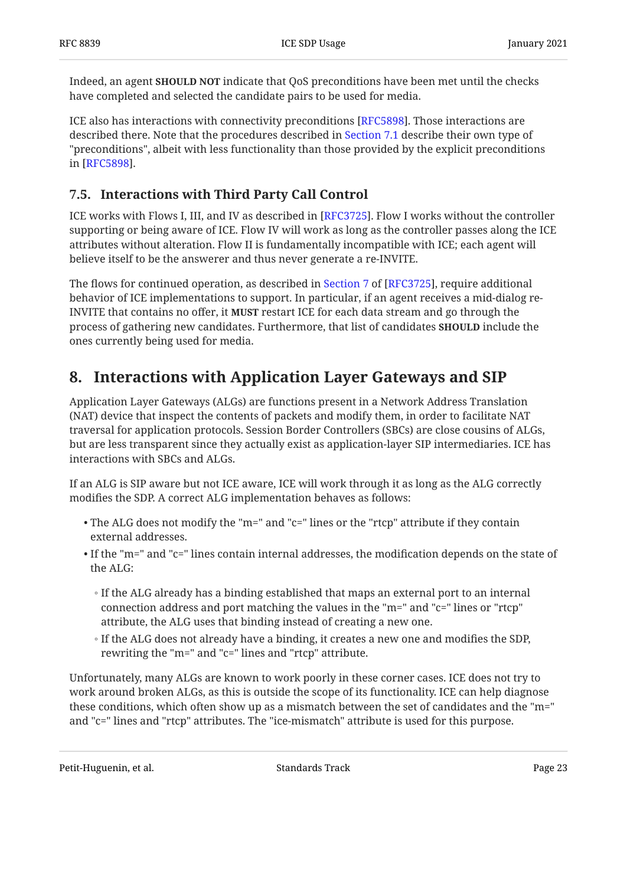Indeed, an agent **SHOULD NOT** indicate that QoS preconditions have been met until the checks have completed and selected the candidate pairs to be used for media.

ICE also has interactions with connectivity preconditions [RFC5898]. Those interactions are described there. Note that the procedures described in Section 7.1 describe their own type of "preconditions", albeit with less functionality than those provided by the explicit preconditions in [RFC5898].

### 7.5. Interactions with Third Party Call Control

ICE works with Flows I, III, and IV as described in [RFC3725]. Flow I works without the controller supporting or being aware of ICE. Flow IV will work as long as the controller passes along the ICE attributes without alteration. Flow II is fundamentally incompatible with ICE; each agent will believe itself to be the answerer and thus never generate a re-INVITE.

The flows for continued operation, as described in Section 7 of [RFC3725], require additional behavior of ICE implementations to support. In particular, if an agent receives a mid-dialog re-INVITE that contains no offer, it **MUST** restart ICE for each data stream and go through the process of gathering new candidates. Furthermore, that list of candidates **SHOULD** include the ones currently being used for media.

## 8. Interactions with Application Layer Gateways and SIP

Application Layer Gateways (ALGs) are functions present in a Network Address Translation (NAT) device that inspect the contents of packets and modify them, in order to facilitate NAT traversal for application protocols. Session Border Controllers (SBCs) are close cousins of ALGs, but are less transparent since they actually exist as application-layer SIP intermediaries. ICE has interactions with SBCs and ALGs.

If an ALG is SIP aware but not ICE aware, ICE will work through it as long as the ALG correctly modifies the SDP. A correct ALG implementation behaves as follows:

- The ALG does not modify the "m=" and "c=" lines or the "rtcp" attribute if they contain external addresses.
- If the "m=" and "c=" lines contain internal addresses, the modification depends on the state of the ALG:
  - If the ALG already has a binding established that maps an external port to an internal connection address and port matching the values in the "m=" and "c=" lines or "rtcp" attribute, the ALG uses that binding instead of creating a new one.
  - If the ALG does not already have a binding, it creates a new one and modifies the SDP, rewriting the "m=" and "c=" lines and "rtcp" attribute.

Unfortunately, many ALGs are known to work poorly in these corner cases. ICE does not try to work around broken ALGs, as this is outside the scope of its functionality. ICE can help diagnose these conditions, which often show up as a mismatch between the set of candidates and the "m=" and "c=" lines and "rtcp" attributes. The "ice-mismatch" attribute is used for this purpose.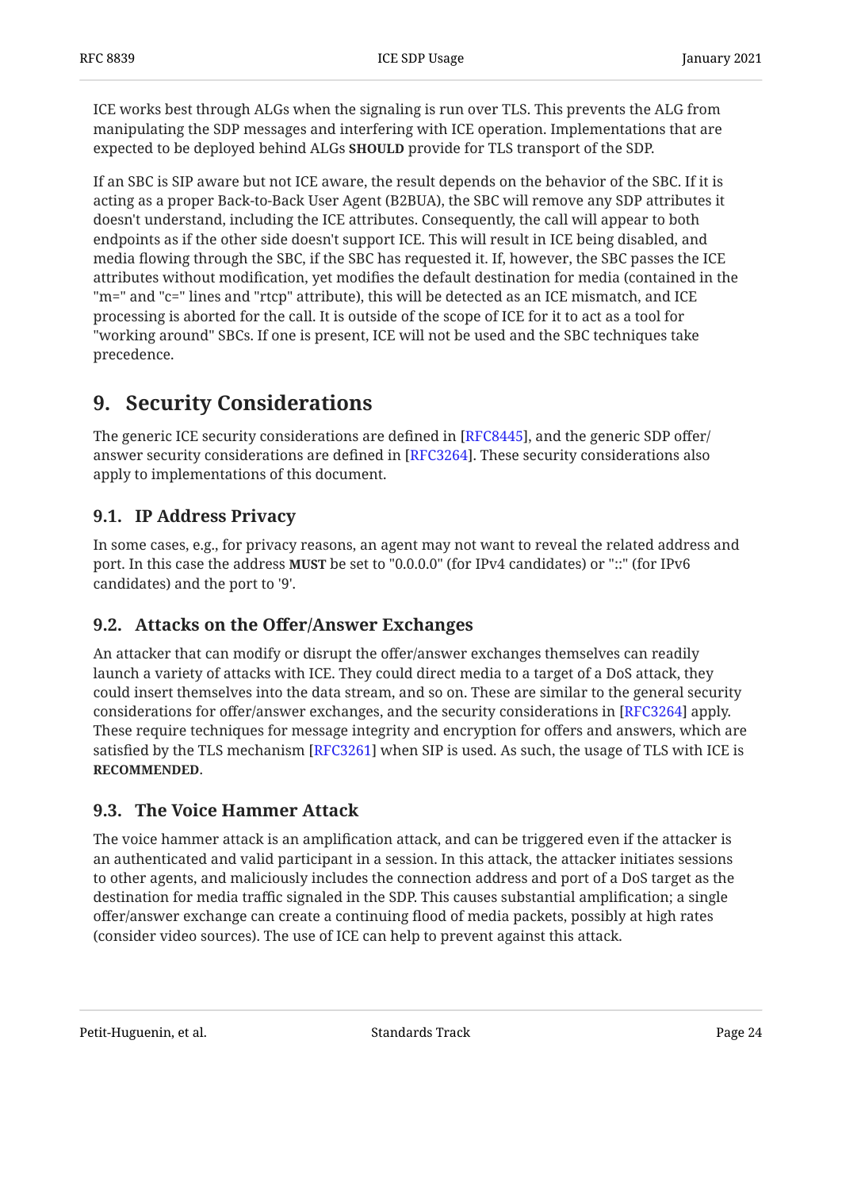ICE works best through ALGs when the signaling is run over TLS. This prevents the ALG from manipulating the SDP messages and interfering with ICE operation. Implementations that are expected to be deployed behind ALGs **SHOULD** provide for TLS transport of the SDP.

If an SBC is SIP aware but not ICE aware, the result depends on the behavior of the SBC. If it is acting as a proper Back-to-Back User Agent (B2BUA), the SBC will remove any SDP attributes it doesn't understand, including the ICE attributes. Consequently, the call will appear to both endpoints as if the other side doesn't support ICE. This will result in ICE being disabled, and media flowing through the SBC, if the SBC has requested it. If, however, the SBC passes the ICE attributes without modification, yet modifies the default destination for media (contained in the "m=" and "c=" lines and "rtcp" attribute), this will be detected as an ICE mismatch, and ICE processing is aborted for the call. It is outside of the scope of ICE for it to act as a tool for "working around" SBCs. If one is present, ICE will not be used and the SBC techniques take precedence.

# 9. Security Considerations

The generic ICE security considerations are defined in [RFC8445], and the generic SDP offer/answer security considerations are defined in [RFC3264]. These security considerations also apply to implementations of this document.

## 9.1. IP Address Privacy

In some cases, e.g., for privacy reasons, an agent may not want to reveal the related address and port. In this case the address **MUST** be set to "0.0.0.0" (for IPv4 candidates) or "::" (for IPv6 candidates) and the port to '9'.

## 9.2. Attacks on the Offer/Answer Exchanges

An attacker that can modify or disrupt the offer/answer exchanges themselves can readily launch a variety of attacks with ICE. They could direct media to a target of a DoS attack, they could insert themselves into the data stream, and so on. These are similar to the general security considerations for offer/answer exchanges, and the security considerations in [RFC3264] apply. These require techniques for message integrity and encryption for offers and answers, which are satisfied by the TLS mechanism [RFC3261] when SIP is used. As such, the usage of TLS with ICE is **RECOMMENDED**.

## 9.3. The Voice Hammer Attack

The voice hammer attack is an amplification attack, and can be triggered even if the attacker is an authenticated and valid participant in a session. In this attack, the attacker initiates sessions to other agents, and maliciously includes the connection address and port of a DoS target as the destination for media traffic signaled in the SDP. This causes substantial amplification; a single offer/answer exchange can create a continuing flood of media packets, possibly at high rates (consider video sources). The use of ICE can help to prevent against this attack.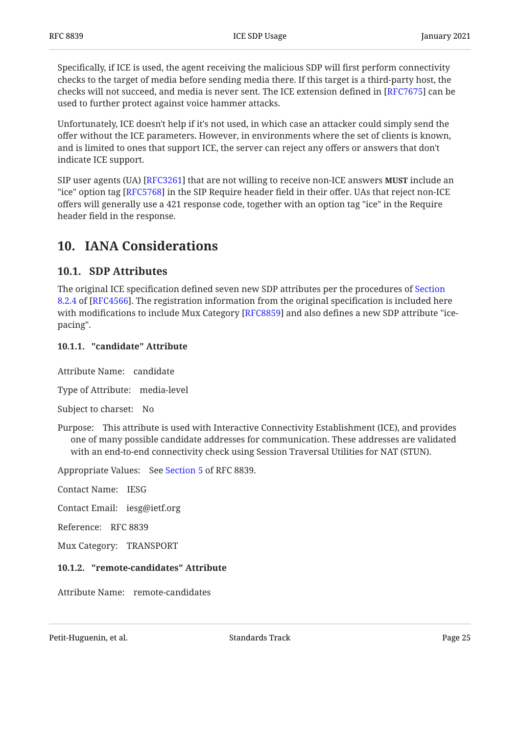Specifically, if ICE is used, the agent receiving the malicious SDP will first perform connectivity checks to the target of media before sending media there. If this target is a third-party host, the checks will not succeed, and media is never sent. The ICE extension defined in [RFC7675] can be used to further protect against voice hammer attacks.

Unfortunately, ICE doesn't help if it's not used, in which case an attacker could simply send the offer without the ICE parameters. However, in environments where the set of clients is known, and is limited to ones that support ICE, the server can reject any offers or answers that don't indicate ICE support.

SIP user agents (UA) [RFC3261] that are not willing to receive non-ICE answers **MUST** include an "ice" option tag [RFC5768] in the SIP Require header field in their offer. UAs that reject non-ICE offers will generally use a 421 response code, together with an option tag "ice" in the Require header field in the response.

## 10. IANA Considerations

### 10.1. SDP Attributes

The original ICE specification defined seven new SDP attributes per the procedures of Section 8.2.4 of [RFC4566]. The registration information from the original specification is included here with modifications to include Mux Category [RFC8859] and also defines a new SDP attribute "ice-pacing".

#### 10.1.1. "candidate" Attribute

Attribute Name: candidate

Type of Attribute: media-level

Subject to charset: No

Purpose: This attribute is used with Interactive Connectivity Establishment (ICE), and provides one of many possible candidate addresses for communication. These addresses are validated with an end-to-end connectivity check using Session Traversal Utilities for NAT (STUN).

Appropriate Values: See Section 5 of RFC 8839.

Contact Name: IESG

Contact Email: iesg@ietf.org

Reference: RFC 8839

Mux Category: TRANSPORT

#### 10.1.2. "remote-candidates" Attribute

Attribute Name: remote-candidates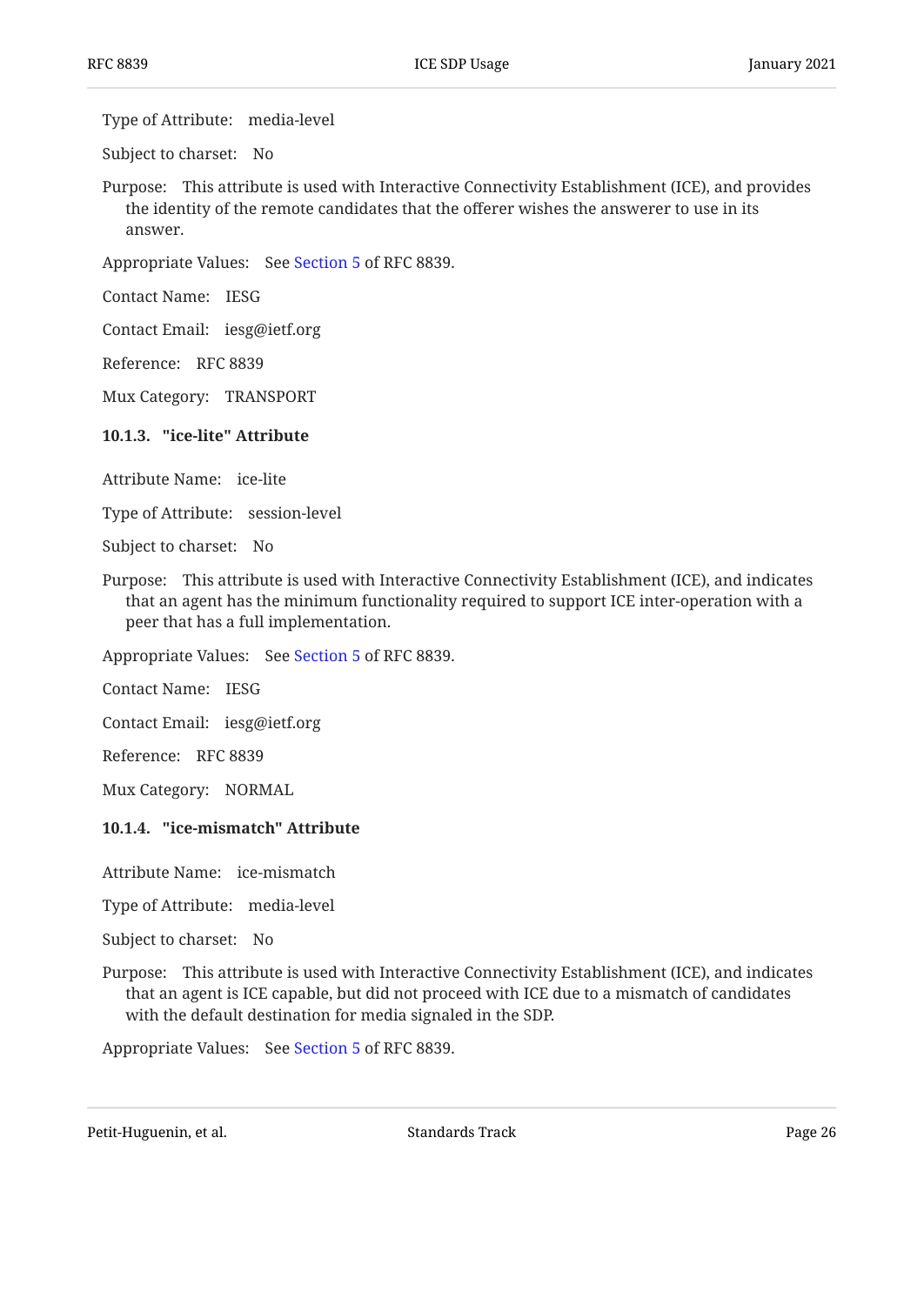Type of Attribute: media-level

Subject to charset: No

Purpose: This attribute is used with Interactive Connectivity Establishment (ICE), and provides the identity of the remote candidates that the offerer wishes the answerer to use in its answer.

Appropriate Values: See Section 5 of RFC 8839.

Contact Name: IESG

Contact Email: iesg@ietf.org

Reference: RFC 8839

Mux Category: TRANSPORT

#### 10.1.3. "ice-lite" Attribute

Attribute Name: ice-lite

Type of Attribute: session-level

Subject to charset: No

Purpose: This attribute is used with Interactive Connectivity Establishment (ICE), and indicates that an agent has the minimum functionality required to support ICE inter-operation with a peer that has a full implementation.

Appropriate Values: See Section 5 of RFC 8839.

Contact Name: IESG

Contact Email: iesg@ietf.org

Reference: RFC 8839

Mux Category: NORMAL

#### 10.1.4. "ice-mismatch" Attribute

Attribute Name: ice-mismatch

Type of Attribute: media-level

Subject to charset: No

Purpose: This attribute is used with Interactive Connectivity Establishment (ICE), and indicates that an agent is ICE capable, but did not proceed with ICE due to a mismatch of candidates with the default destination for media signaled in the SDP.

Appropriate Values: See Section 5 of RFC 8839.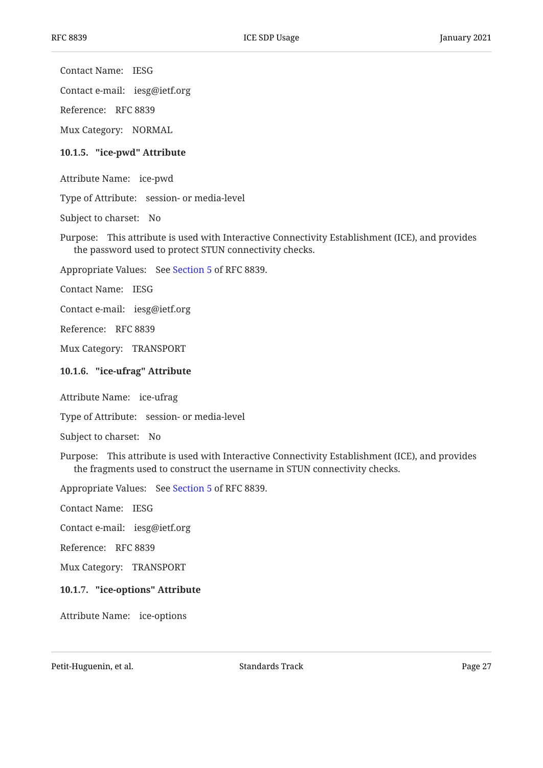Contact Name: IESG

Contact e-mail: iesg@ietf.org

Reference: RFC 8839

Mux Category: NORMAL

#### 10.1.5. "ice-pwd" Attribute

Attribute Name: ice-pwd

Type of Attribute: session- or media-level

Subject to charset: No

Purpose: This attribute is used with Interactive Connectivity Establishment (ICE), and provides the password used to protect STUN connectivity checks.

Appropriate Values: See Section 5 of RFC 8839.

Contact Name: IESG

Contact e-mail: iesg@ietf.org

Reference: RFC 8839

Mux Category: TRANSPORT

#### 10.1.6. "ice-ufrag" Attribute

Attribute Name: ice-ufrag

Type of Attribute: session- or media-level

Subject to charset: No

Purpose: This attribute is used with Interactive Connectivity Establishment (ICE), and provides the fragments used to construct the username in STUN connectivity checks.

Appropriate Values: See Section 5 of RFC 8839.

Contact Name: IESG

Contact e-mail: iesg@ietf.org

Reference: RFC 8839

Mux Category: TRANSPORT

#### 10.1.7. "ice-options" Attribute

Attribute Name: ice-options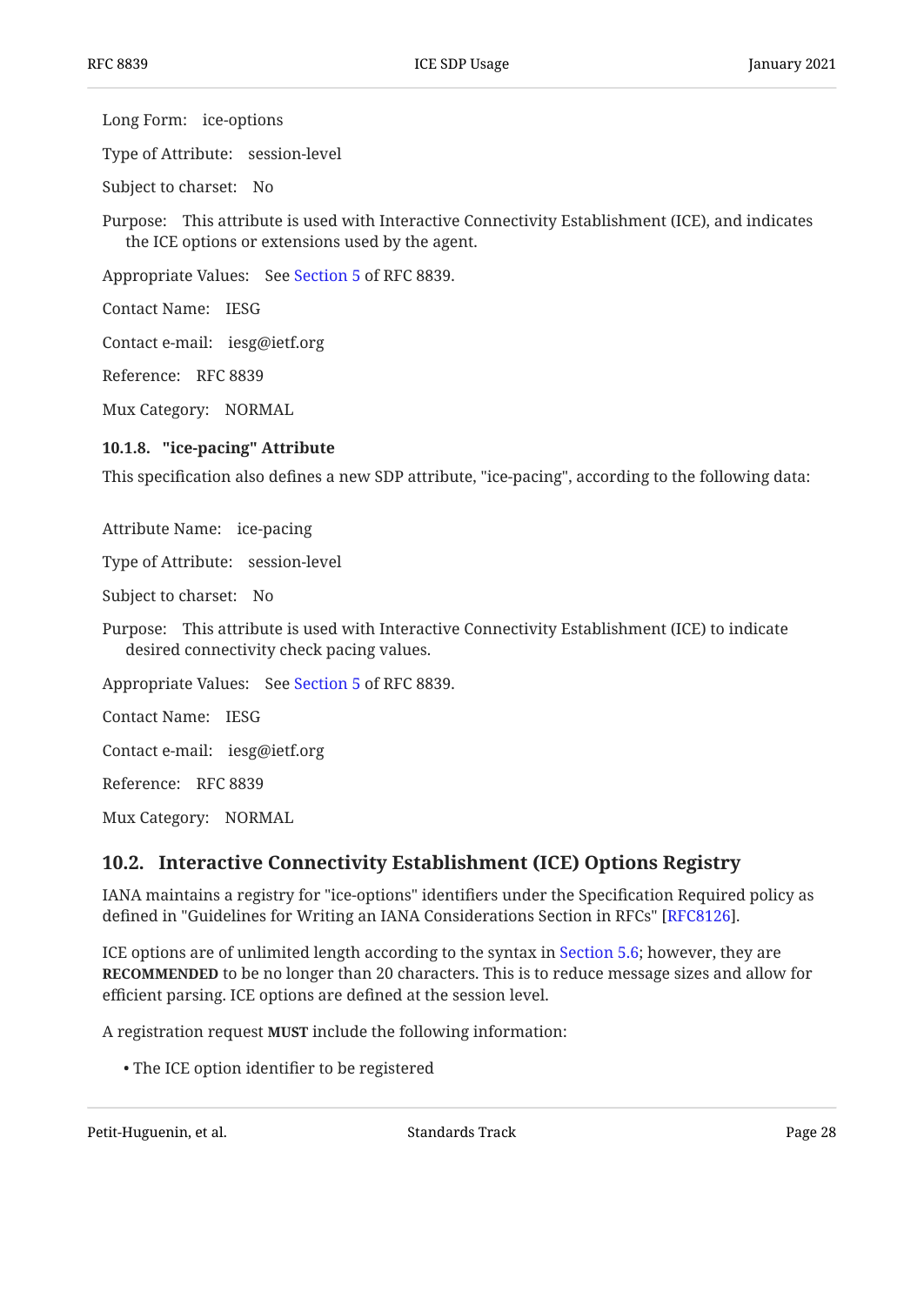Long Form: ice-options

Type of Attribute: session-level

Subject to charset: No

Purpose: This attribute is used with Interactive Connectivity Establishment (ICE), and indicates the ICE options or extensions used by the agent.

Appropriate Values: See Section 5 of RFC 8839.

Contact Name: IESG

Contact e-mail: iesg@ietf.org

Reference: RFC 8839

Mux Category: NORMAL

#### 10.1.8. "ice-pacing" Attribute

This specification also defines a new SDP attribute, "ice-pacing", according to the following data:

Attribute Name: ice-pacing

Type of Attribute: session-level

Subject to charset: No

Purpose: This attribute is used with Interactive Connectivity Establishment (ICE) to indicate desired connectivity check pacing values.

Appropriate Values: See Section 5 of RFC 8839.

Contact Name: IESG

Contact e-mail: iesg@ietf.org

Reference: RFC 8839

Mux Category: NORMAL

### 10.2. Interactive Connectivity Establishment (ICE) Options Registry

IANA maintains a registry for "ice-options" identifiers under the Specification Required policy as defined in "Guidelines for Writing an IANA Considerations Section in RFCs" [RFC8126].

ICE options are of unlimited length according to the syntax in Section 5.6; however, they are **RECOMMENDED** to be no longer than 20 characters. This is to reduce message sizes and allow for efficient parsing. ICE options are defined at the session level.

A registration request **MUST** include the following information:

- The ICE option identifier to be registered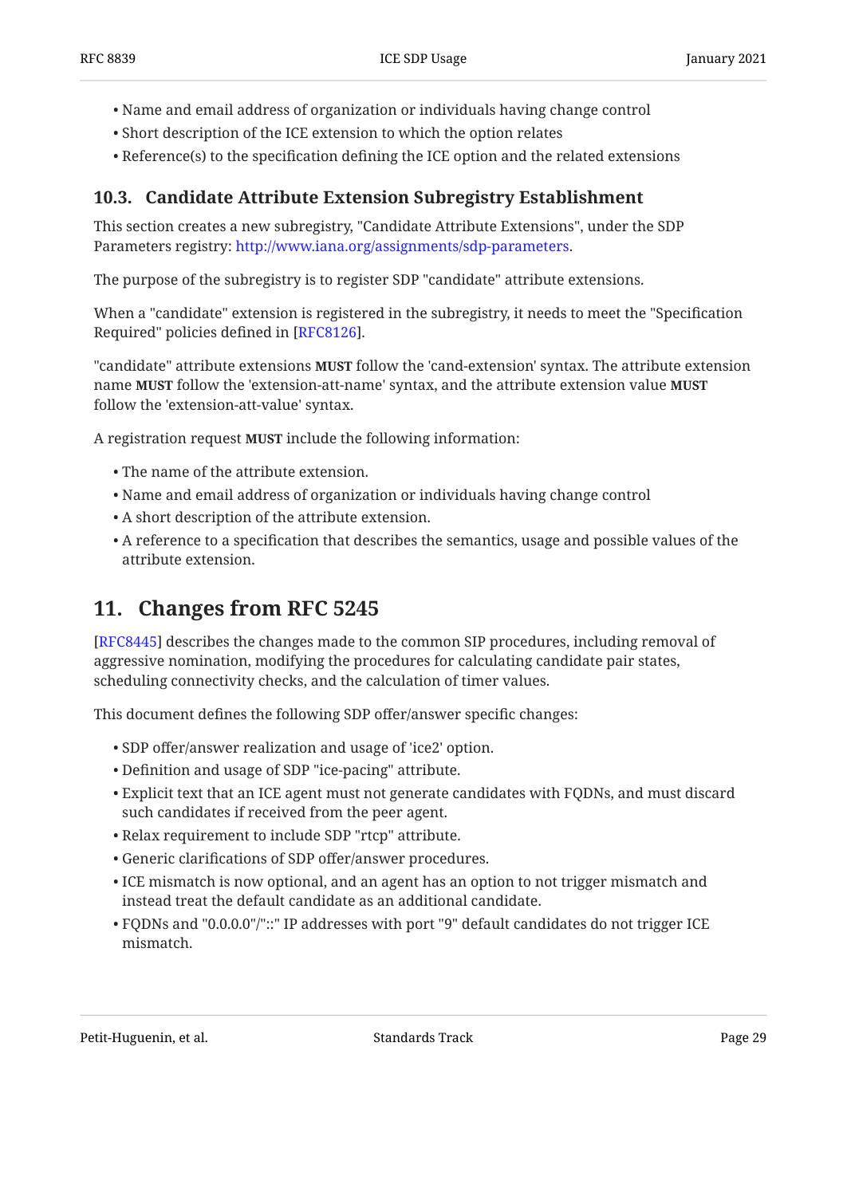- Name and email address of organization or individuals having change control
- Short description of the ICE extension to which the option relates
- Reference(s) to the specification defining the ICE option and the related extensions

### 10.3. Candidate Attribute Extension Subregistry Establishment

This section creates a new subregistry, "Candidate Attribute Extensions", under the SDP Parameters registry: http://www.iana.org/assignments/sdp-parameters.

The purpose of the subregistry is to register SDP "candidate" attribute extensions.

When a "candidate" extension is registered in the subregistry, it needs to meet the "Specification Required" policies defined in [RFC8126].

"candidate" attribute extensions **MUST** follow the 'cand-extension' syntax. The attribute extension name **MUST** follow the 'extension-att-name' syntax, and the attribute extension value **MUST** follow the 'extension-att-value' syntax.

A registration request **MUST** include the following information:

- The name of the attribute extension.
- Name and email address of organization or individuals having change control
- A short description of the attribute extension.
- A reference to a specification that describes the semantics, usage and possible values of the attribute extension.

## 11. Changes from RFC 5245

[RFC8445] describes the changes made to the common SIP procedures, including removal of aggressive nomination, modifying the procedures for calculating candidate pair states, scheduling connectivity checks, and the calculation of timer values.

This document defines the following SDP offer/answer specific changes:

- SDP offer/answer realization and usage of 'ice2' option.
- Definition and usage of SDP "ice-pacing" attribute.
- Explicit text that an ICE agent must not generate candidates with FQDNs, and must discard such candidates if received from the peer agent.
- Relax requirement to include SDP "rtcp" attribute.
- Generic clarifications of SDP offer/answer procedures.
- ICE mismatch is now optional, and an agent has an option to not trigger mismatch and instead treat the default candidate as an additional candidate.
- FQDNs and "0.0.0.0"/"::" IP addresses with port "9" default candidates do not trigger ICE mismatch.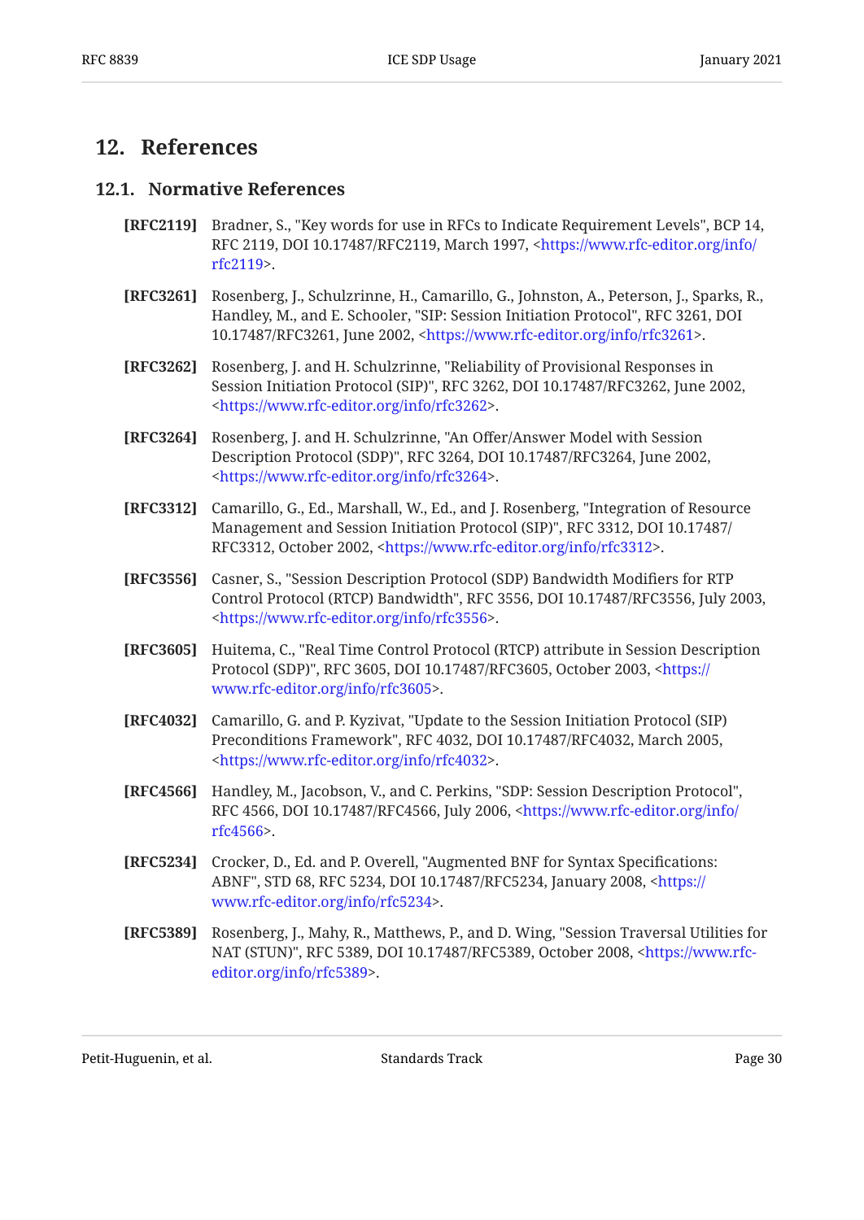## 12. References

### 12.1. Normative References

**[RFC2119]** Bradner, S., "Key words for use in RFCs to Indicate Requirement Levels", BCP 14, RFC 2119, DOI 10.17487/RFC2119, March 1997, <https://www.rfc-editor.org/info/rfc2119>.

**[RFC3261]** Rosenberg, J., Schulzrinne, H., Camarillo, G., Johnston, A., Peterson, J., Sparks, R., Handley, M., and E. Schooler, "SIP: Session Initiation Protocol", RFC 3261, DOI 10.17487/RFC3261, June 2002, <https://www.rfc-editor.org/info/rfc3261>.

**[RFC3262]** Rosenberg, J. and H. Schulzrinne, "Reliability of Provisional Responses in Session Initiation Protocol (SIP)", RFC 3262, DOI 10.17487/RFC3262, June 2002, <https://www.rfc-editor.org/info/rfc3262>.

**[RFC3264]** Rosenberg, J. and H. Schulzrinne, "An Offer/Answer Model with Session Description Protocol (SDP)", RFC 3264, DOI 10.17487/RFC3264, June 2002, <https://www.rfc-editor.org/info/rfc3264>.

**[RFC3312]** Camarillo, G., Ed., Marshall, W., Ed., and J. Rosenberg, "Integration of Resource Management and Session Initiation Protocol (SIP)", RFC 3312, DOI 10.17487/RFC3312, October 2002, <https://www.rfc-editor.org/info/rfc3312>.

**[RFC3556]** Casner, S., "Session Description Protocol (SDP) Bandwidth Modifiers for RTP Control Protocol (RTCP) Bandwidth", RFC 3556, DOI 10.17487/RFC3556, July 2003, <https://www.rfc-editor.org/info/rfc3556>.

**[RFC3605]** Huitema, C., "Real Time Control Protocol (RTCP) attribute in Session Description Protocol (SDP)", RFC 3605, DOI 10.17487/RFC3605, October 2003, <https://www.rfc-editor.org/info/rfc3605>.

**[RFC4032]** Camarillo, G. and P. Kyzivat, "Update to the Session Initiation Protocol (SIP) Preconditions Framework", RFC 4032, DOI 10.17487/RFC4032, March 2005, <https://www.rfc-editor.org/info/rfc4032>.

**[RFC4566]** Handley, M., Jacobson, V., and C. Perkins, "SDP: Session Description Protocol", RFC 4566, DOI 10.17487/RFC4566, July 2006, <https://www.rfc-editor.org/info/rfc4566>.

**[RFC5234]** Crocker, D., Ed. and P. Overell, "Augmented BNF for Syntax Specifications: ABNF", STD 68, RFC 5234, DOI 10.17487/RFC5234, January 2008, <https://www.rfc-editor.org/info/rfc5234>.

**[RFC5389]** Rosenberg, J., Mahy, R., Matthews, P., and D. Wing, "Session Traversal Utilities for NAT (STUN)", RFC 5389, DOI 10.17487/RFC5389, October 2008, <https://www.rfc-editor.org/info/rfc5389>.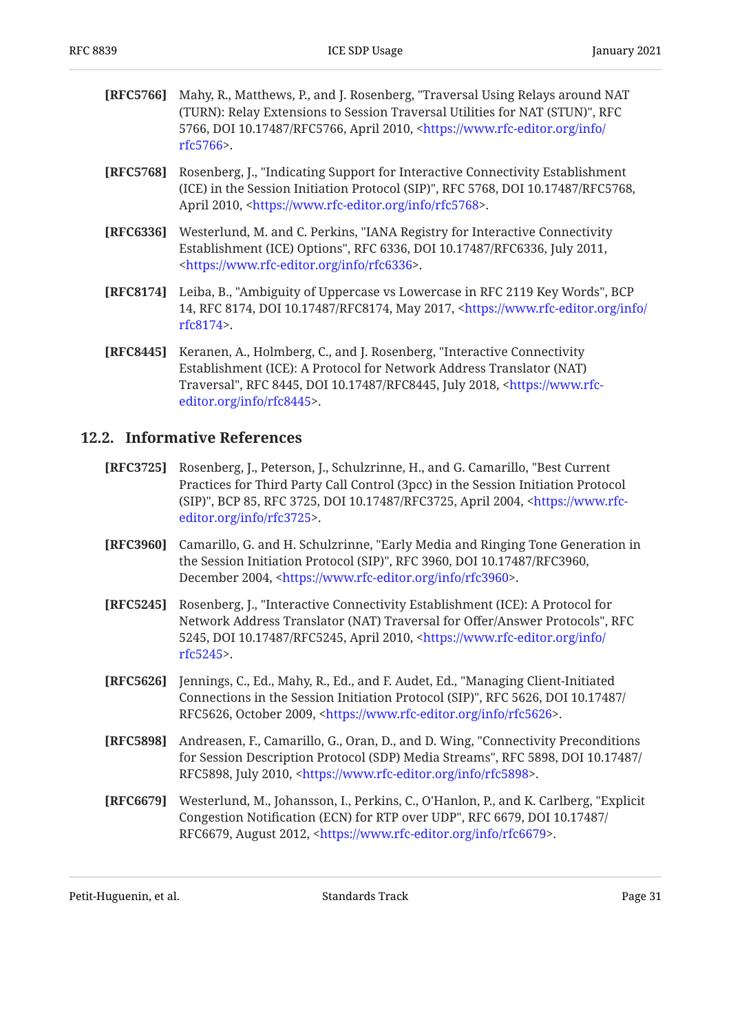**[RFC5766]** Mahy, R., Matthews, P., and J. Rosenberg, "Traversal Using Relays around NAT (TURN): Relay Extensions to Session Traversal Utilities for NAT (STUN)", RFC 5766, DOI 10.17487/RFC5766, April 2010, <https://www.rfc-editor.org/info/rfc5766>.

**[RFC5768]** Rosenberg, J., "Indicating Support for Interactive Connectivity Establishment (ICE) in the Session Initiation Protocol (SIP)", RFC 5768, DOI 10.17487/RFC5768, April 2010, <https://www.rfc-editor.org/info/rfc5768>.

**[RFC6336]** Westerlund, M. and C. Perkins, "IANA Registry for Interactive Connectivity Establishment (ICE) Options", RFC 6336, DOI 10.17487/RFC6336, July 2011, <https://www.rfc-editor.org/info/rfc6336>.

**[RFC8174]** Leiba, B., "Ambiguity of Uppercase vs Lowercase in RFC 2119 Key Words", BCP 14, RFC 8174, DOI 10.17487/RFC8174, May 2017, <https://www.rfc-editor.org/info/rfc8174>.

**[RFC8445]** Keranen, A., Holmberg, C., and J. Rosenberg, "Interactive Connectivity Establishment (ICE): A Protocol for Network Address Translator (NAT) Traversal", RFC 8445, DOI 10.17487/RFC8445, July 2018, <https://www.rfc-editor.org/info/rfc8445>.

## 12.2. Informative References

**[RFC3725]** Rosenberg, J., Peterson, J., Schulzrinne, H., and G. Camarillo, "Best Current Practices for Third Party Call Control (3pcc) in the Session Initiation Protocol (SIP)", BCP 85, RFC 3725, DOI 10.17487/RFC3725, April 2004, <https://www.rfc-editor.org/info/rfc3725>.

**[RFC3960]** Camarillo, G. and H. Schulzrinne, "Early Media and Ringing Tone Generation in the Session Initiation Protocol (SIP)", RFC 3960, DOI 10.17487/RFC3960, December 2004, <https://www.rfc-editor.org/info/rfc3960>.

**[RFC5245]** Rosenberg, J., "Interactive Connectivity Establishment (ICE): A Protocol for Network Address Translator (NAT) Traversal for Offer/Answer Protocols", RFC 5245, DOI 10.17487/RFC5245, April 2010, <https://www.rfc-editor.org/info/rfc5245>.

**[RFC5626]** Jennings, C., Ed., Mahy, R., Ed., and F. Audet, Ed., "Managing Client-Initiated Connections in the Session Initiation Protocol (SIP)", RFC 5626, DOI 10.17487/RFC5626, October 2009, <https://www.rfc-editor.org/info/rfc5626>.

**[RFC5898]** Andreasen, F., Camarillo, G., Oran, D., and D. Wing, "Connectivity Preconditions for Session Description Protocol (SDP) Media Streams", RFC 5898, DOI 10.17487/RFC5898, July 2010, <https://www.rfc-editor.org/info/rfc5898>.

**[RFC6679]** Westerlund, M., Johansson, I., Perkins, C., O'Hanlon, P., and K. Carlberg, "Explicit Congestion Notification (ECN) for RTP over UDP", RFC 6679, DOI 10.17487/RFC6679, August 2012, <https://www.rfc-editor.org/info/rfc6679>.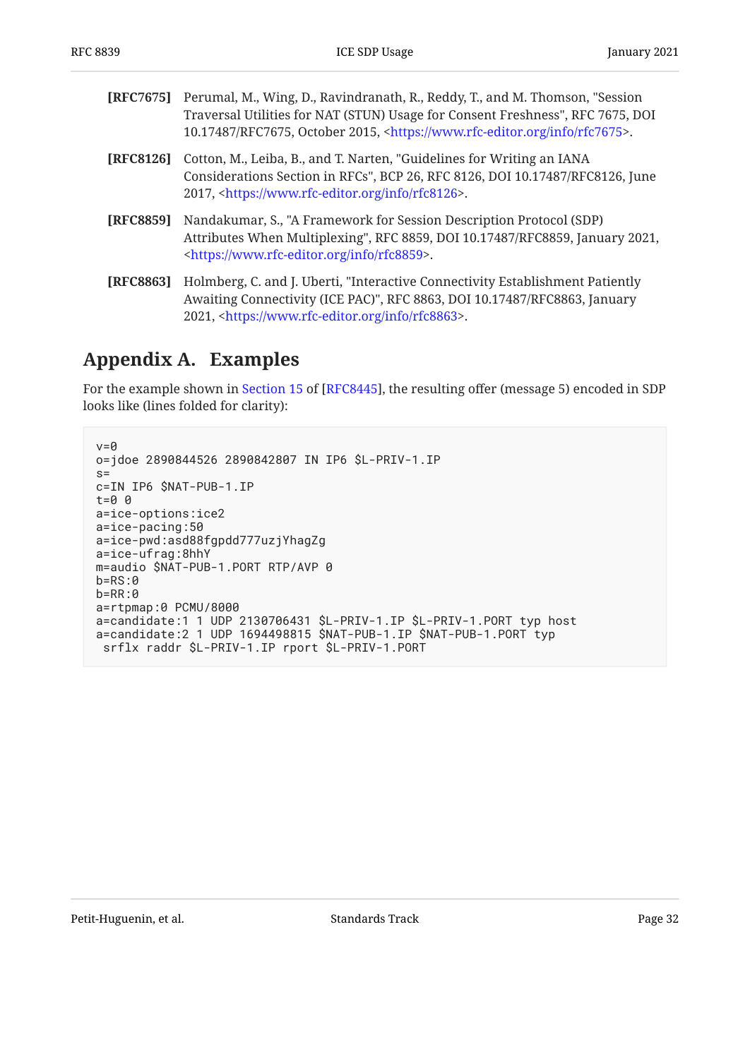**[RFC7675]** Perumal, M., Wing, D., Ravindranath, R., Reddy, T., and M. Thomson, "Session Traversal Utilities for NAT (STUN) Usage for Consent Freshness", RFC 7675, DOI 10.17487/RFC7675, October 2015, <https://www.rfc-editor.org/info/rfc7675>.

**[RFC8126]** Cotton, M., Leiba, B., and T. Narten, "Guidelines for Writing an IANA Considerations Section in RFCs", BCP 26, RFC 8126, DOI 10.17487/RFC8126, June 2017, <https://www.rfc-editor.org/info/rfc8126>.

**[RFC8859]** Nandakumar, S., "A Framework for Session Description Protocol (SDP) Attributes When Multiplexing", RFC 8859, DOI 10.17487/RFC8859, January 2021, <https://www.rfc-editor.org/info/rfc8859>.

**[RFC8863]** Holmberg, C. and J. Uberti, "Interactive Connectivity Establishment Patiently Awaiting Connectivity (ICE PAC)", RFC 8863, DOI 10.17487/RFC8863, January 2021, <https://www.rfc-editor.org/info/rfc8863>.

## Appendix A. Examples

For the example shown in Section 15 of [RFC8445], the resulting offer (message 5) encoded in SDP looks like (lines folded for clarity):

```
v=0
o=jdoe 2890844526 2890842807 IN IP6 $L-PRIV-1.IP
s=
c=IN IP6 $NAT-PUB-1.IP
t=0 0
a=ice-options:ice2
a=ice-pacing:50
a=ice-pwd:asd88fgpdd777uzjYhagZg
a=ice-ufrag:8hhY
m=audio $NAT-PUB-1.PORT RTP/AVP 0
b=RS:0
b=RR:0
a=rtpmap:0 PCMU/8000
a=candidate:1 1 UDP 2130706431 $L-PRIV-1.IP $L-PRIV-1.PORT typ host
a=candidate:2 1 UDP 1694498815 $NAT-PUB-1.IP $NAT-PUB-1.PORT typ
 srflx raddr $L-PRIV-1.IP rport $L-PRIV-1.PORT
```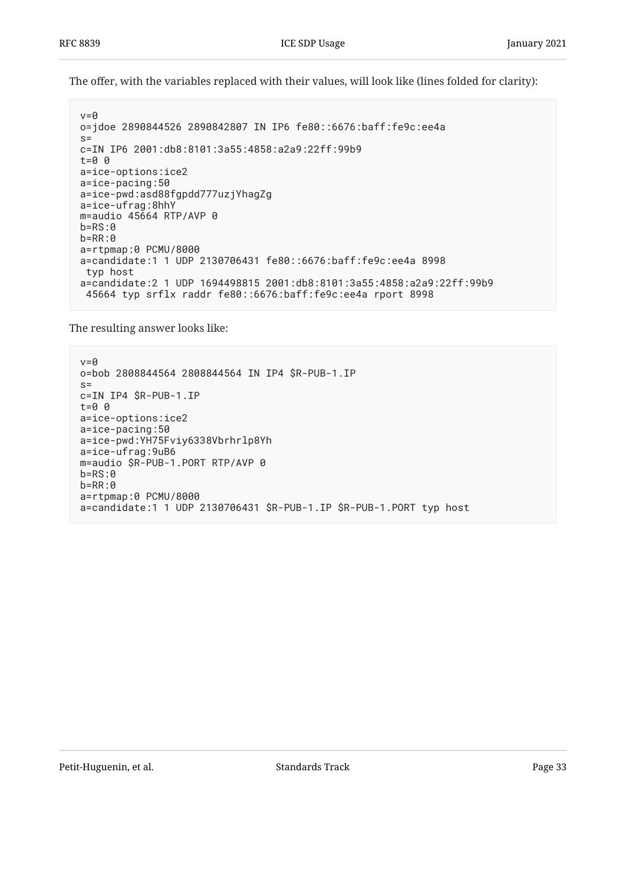The offer, with the variables replaced with their values, will look like (lines folded for clarity):

```
v=0
o=jdoe 2890844526 2890842807 IN IP6 fe80::6676:baff:fe9c:ee4a
s=
c=IN IP6 2001:db8:8101:3a55:4858:a2a9:22ff:99b9
t=0 0
a=ice-options:ice2
a=ice-pacing:50
a=ice-pwd:asd88fgpdd777uzjYhagZg
a=ice-ufrag:8hhY
m=audio 45664 RTP/AVP 0
b=RS:0
b=RR:0
a=rtpmap:0 PCMU/8000
a=candidate:1 1 UDP 2130706431 fe80::6676:baff:fe9c:ee4a 8998
 typ host
a=candidate:2 1 UDP 1694498815 2001:db8:8101:3a55:4858:a2a9:22ff:99b9
 45664 typ srflx raddr fe80::6676:baff:fe9c:ee4a rport 8998
```

The resulting answer looks like:

```
v=0
o=bob 2808844564 2808844564 IN IP4 $R-PUB-1.IP
s=
c=IN IP4 $R-PUB-1.IP
t=0 0
a=ice-options:ice2
a=ice-pacing:50
a=ice-pwd:YH75Fviy6338Vbrhrlp8Yh
a=ice-ufrag:9uB6
m=audio $R-PUB-1.PORT RTP/AVP 0
b=RS:0
b=RR:0
a=rtpmap:0 PCMU/8000
a=candidate:1 1 UDP 2130706431 $R-PUB-1.IP $R-PUB-1.PORT typ host
```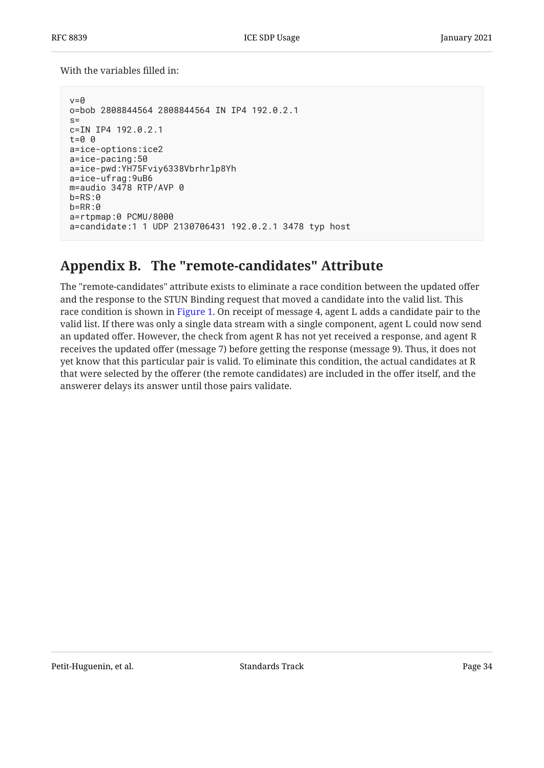With the variables filled in:

```
v=0
o=bob 2808844564 2808844564 IN IP4 192.0.2.1
s=
c=IN IP4 192.0.2.1
t=0 0
a=ice-options:ice2
a=ice-pacing:50
a=ice-pwd:YH75Fviy6338Vbrhrlp8Yh
a=ice-ufrag:9uB6
m=audio 3478 RTP/AVP 0
b=RS:0
b=RR:0
a=rtpmap:0 PCMU/8000
a=candidate:1 1 UDP 2130706431 192.0.2.1 3478 typ host
```

## Appendix B. The "remote-candidates" Attribute

The "remote-candidates" attribute exists to eliminate a race condition between the updated offer and the response to the STUN Binding request that moved a candidate into the valid list. This race condition is shown in Figure 1. On receipt of message 4, agent L adds a candidate pair to the valid list. If there was only a single data stream with a single component, agent L could now send an updated offer. However, the check from agent R has not yet received a response, and agent R receives the updated offer (message 7) before getting the response (message 9). Thus, it does not yet know that this particular pair is valid. To eliminate this condition, the actual candidates at R that were selected by the offerer (the remote candidates) are included in the offer itself, and the answerer delays its answer until those pairs validate.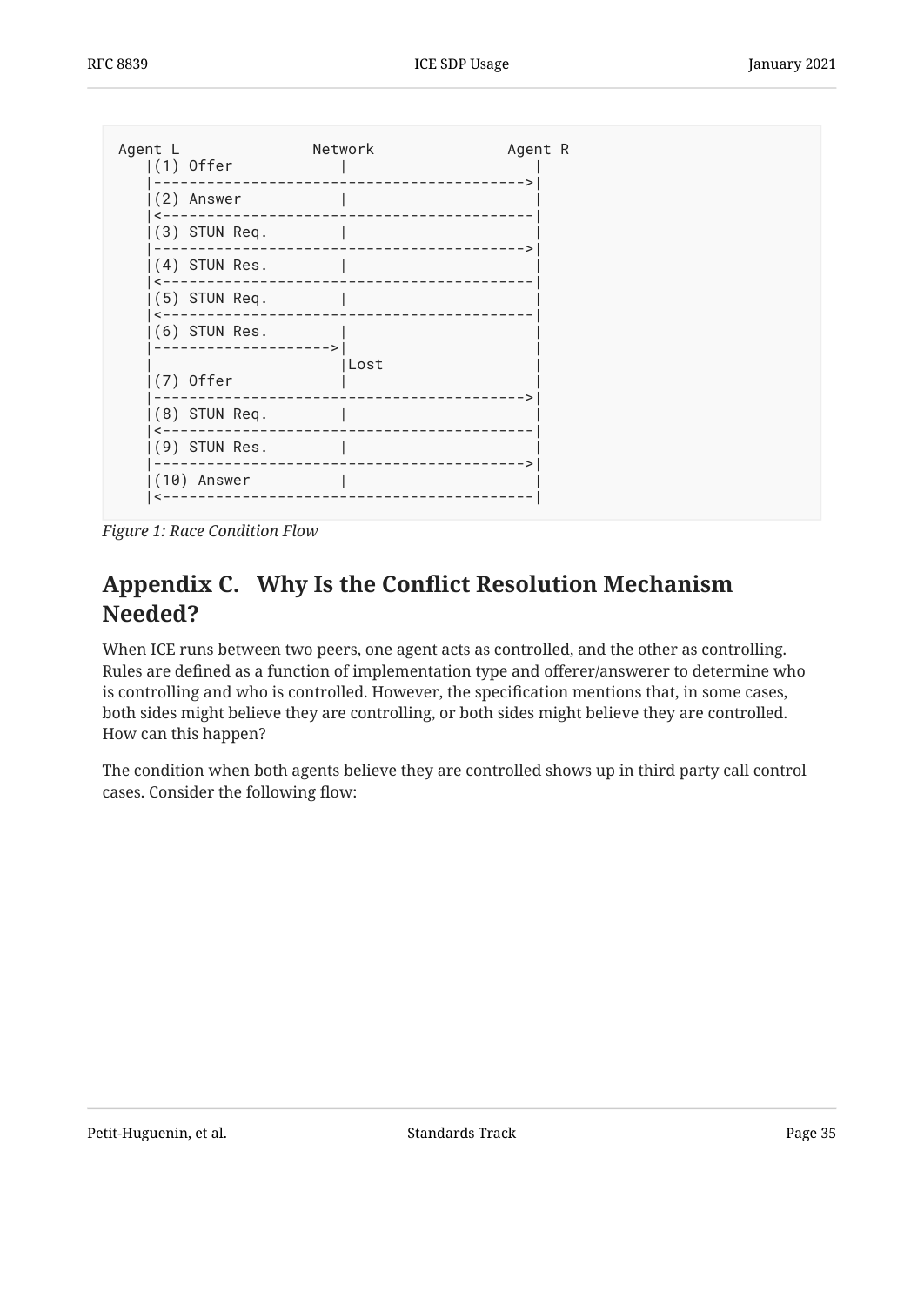```
Agent L               Network               Agent R
   |(1) Offer            |                     |
   |------------------------------------------>|
   |(2) Answer           |                     |
   |<------------------------------------------|
   |(3) STUN Req.        |                     |
   |------------------------------------------>|
   |(4) STUN Res.        |                     |
   |<------------------------------------------|
   |(5) STUN Req.        |                     |
   |<------------------------------------------|
   |(6) STUN Res.        |                     |
   |-------------------->|                     |
   |                     |Lost                 |
   |(7) Offer            |                     |
   |------------------------------------------>|
   |(8) STUN Req.        |                     |
   |<------------------------------------------|
   |(9) STUN Res.        |                     |
   |------------------------------------------>|
   |(10) Answer          |                     |
   |<------------------------------------------|
```

*Figure 1: Race Condition Flow*

## Appendix C. Why Is the Conflict Resolution Mechanism Needed?

When ICE runs between two peers, one agent acts as controlled, and the other as controlling. Rules are defined as a function of implementation type and offerer/answerer to determine who is controlling and who is controlled. However, the specification mentions that, in some cases, both sides might believe they are controlling, or both sides might believe they are controlled. How can this happen?

The condition when both agents believe they are controlled shows up in third party call control cases. Consider the following flow: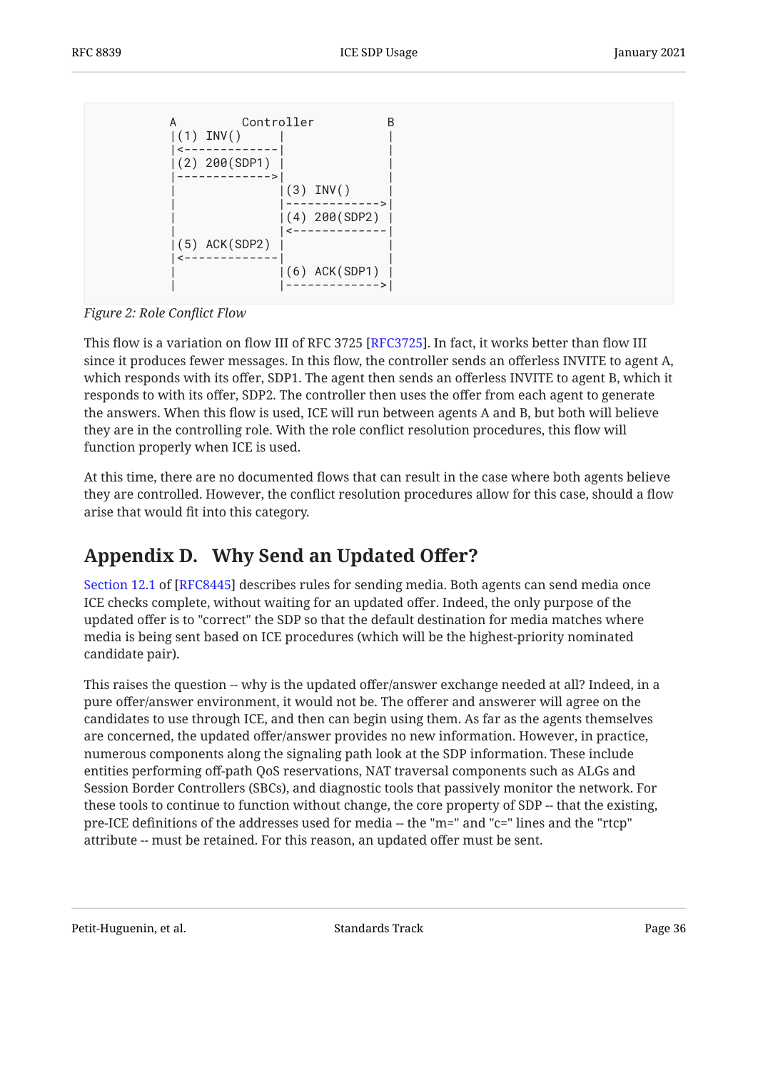```
A         Controller          B
|(1) INV()     |              |
|<-------------|              |
|(2) 200(SDP1) |              |
|------------->|              |
|              |(3) INV()     |
|              |------------->|
|              |(4) 200(SDP2) |
|              |<-------------|
|(5) ACK(SDP2) |              |
|<-------------|              |
|              |(6) ACK(SDP1) |
|              |------------->|
```

*Figure 2: Role Conflict Flow*

This flow is a variation on flow III of RFC 3725 [RFC3725]. In fact, it works better than flow III since it produces fewer messages. In this flow, the controller sends an offerless INVITE to agent A, which responds with its offer, SDP1. The agent then sends an offerless INVITE to agent B, which it responds to with its offer, SDP2. The controller then uses the offer from each agent to generate the answers. When this flow is used, ICE will run between agents A and B, but both will believe they are in the controlling role. With the role conflict resolution procedures, this flow will function properly when ICE is used.

At this time, there are no documented flows that can result in the case where both agents believe they are controlled. However, the conflict resolution procedures allow for this case, should a flow arise that would fit into this category.

## Appendix D. Why Send an Updated Offer?

Section 12.1 of [RFC8445] describes rules for sending media. Both agents can send media once ICE checks complete, without waiting for an updated offer. Indeed, the only purpose of the updated offer is to "correct" the SDP so that the default destination for media matches where media is being sent based on ICE procedures (which will be the highest-priority nominated candidate pair).

This raises the question -- why is the updated offer/answer exchange needed at all? Indeed, in a pure offer/answer environment, it would not be. The offerer and answerer will agree on the candidates to use through ICE, and then can begin using them. As far as the agents themselves are concerned, the updated offer/answer provides no new information. However, in practice, numerous components along the signaling path look at the SDP information. These include entities performing off-path QoS reservations, NAT traversal components such as ALGs and Session Border Controllers (SBCs), and diagnostic tools that passively monitor the network. For these tools to continue to function without change, the core property of SDP -- that the existing, pre-ICE definitions of the addresses used for media -- the "m=" and "c=" lines and the "rtcp" attribute -- must be retained. For this reason, an updated offer must be sent.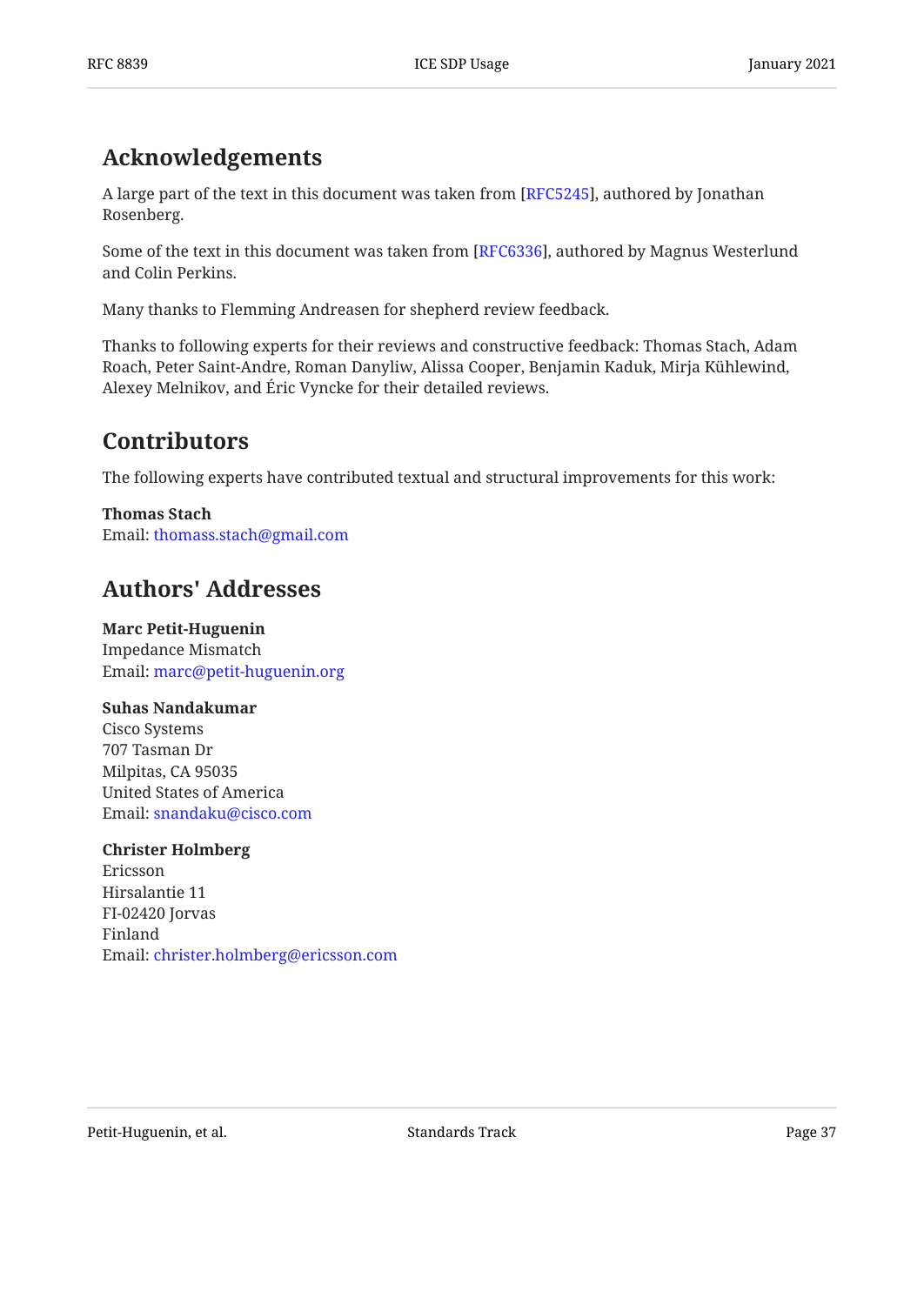## Acknowledgements

A large part of the text in this document was taken from [RFC5245], authored by Jonathan Rosenberg.

Some of the text in this document was taken from [RFC6336], authored by Magnus Westerlund and Colin Perkins.

Many thanks to Flemming Andreasen for shepherd review feedback.

Thanks to following experts for their reviews and constructive feedback: Thomas Stach, Adam Roach, Peter Saint-Andre, Roman Danyliw, Alissa Cooper, Benjamin Kaduk, Mirja Kühlewind, Alexey Melnikov, and Éric Vyncke for their detailed reviews.

## Contributors

The following experts have contributed textual and structural improvements for this work:

**Thomas Stach**
Email: thomass.stach@gmail.com

## Authors' Addresses

**Marc Petit-Huguenin**
Impedance Mismatch
Email: marc@petit-huguenin.org

**Suhas Nandakumar**
Cisco Systems
707 Tasman Dr
Milpitas, CA 95035
United States of America
Email: snandaku@cisco.com

**Christer Holmberg**
Ericsson
Hirsalantie 11
FI-02420 Jorvas
Finland
Email: christer.holmberg@ericsson.com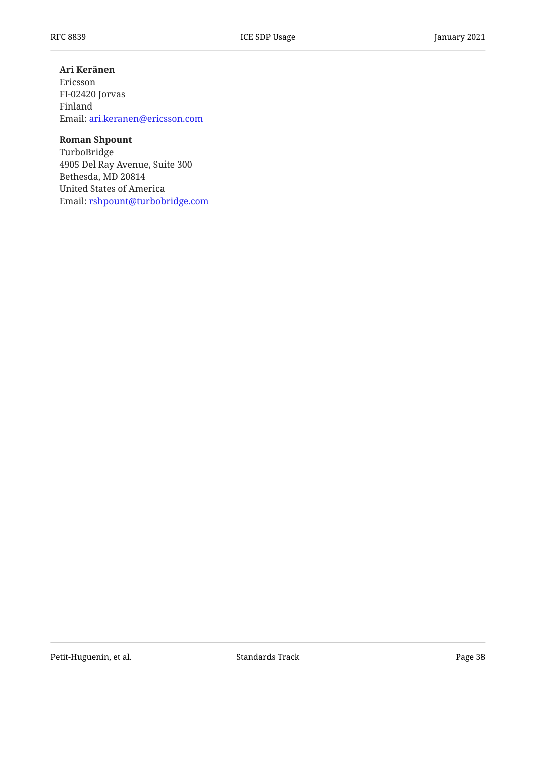**Ari Keränen**
Ericsson
FI-02420 Jorvas
Finland
Email: ari.keranen@ericsson.com

**Roman Shpount**
TurboBridge
4905 Del Ray Avenue, Suite 300
Bethesda, MD 20814
United States of America
Email: rshpount@turbobridge.com